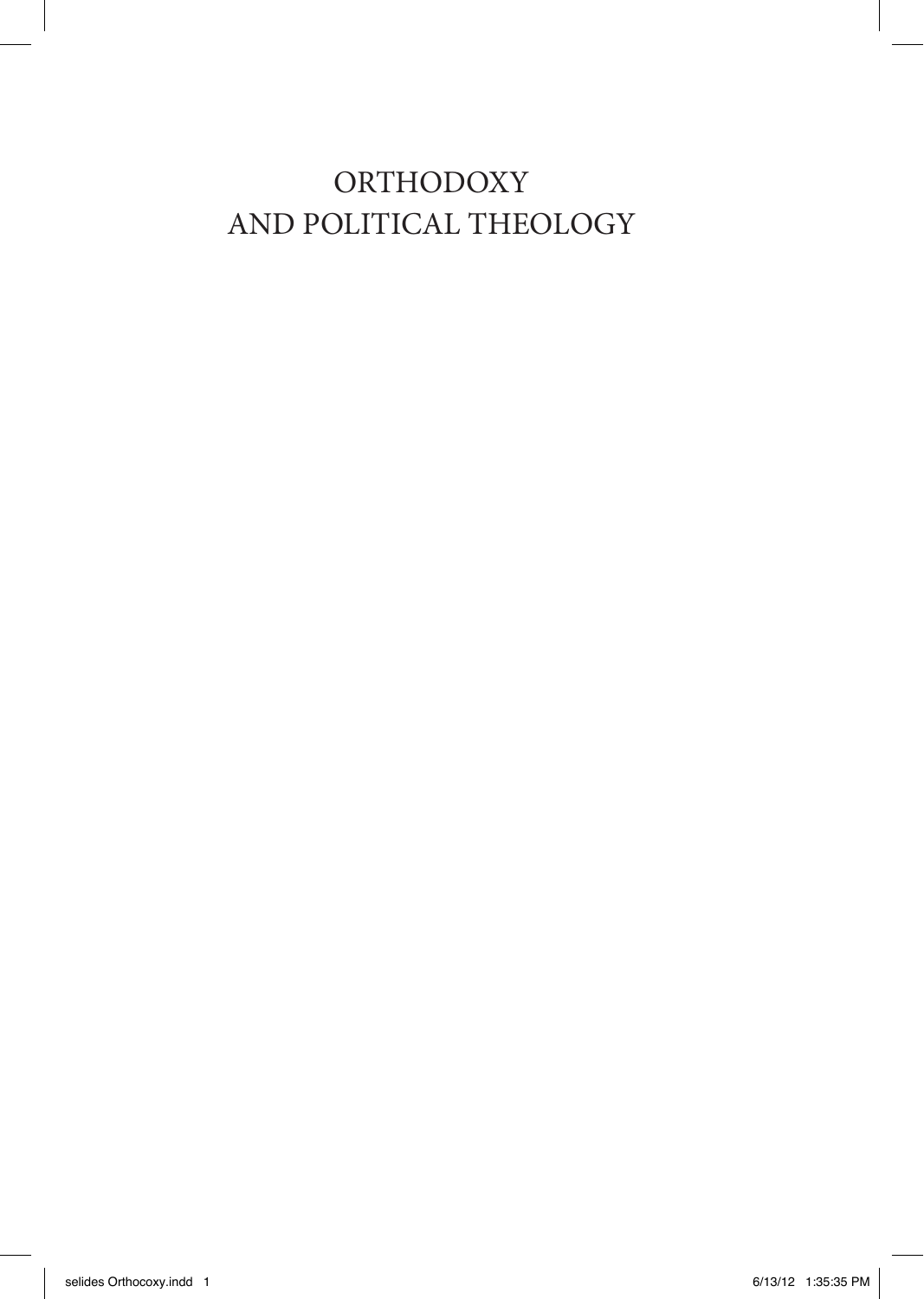# ORTHODOXY AND POLITICAL THEOLOGY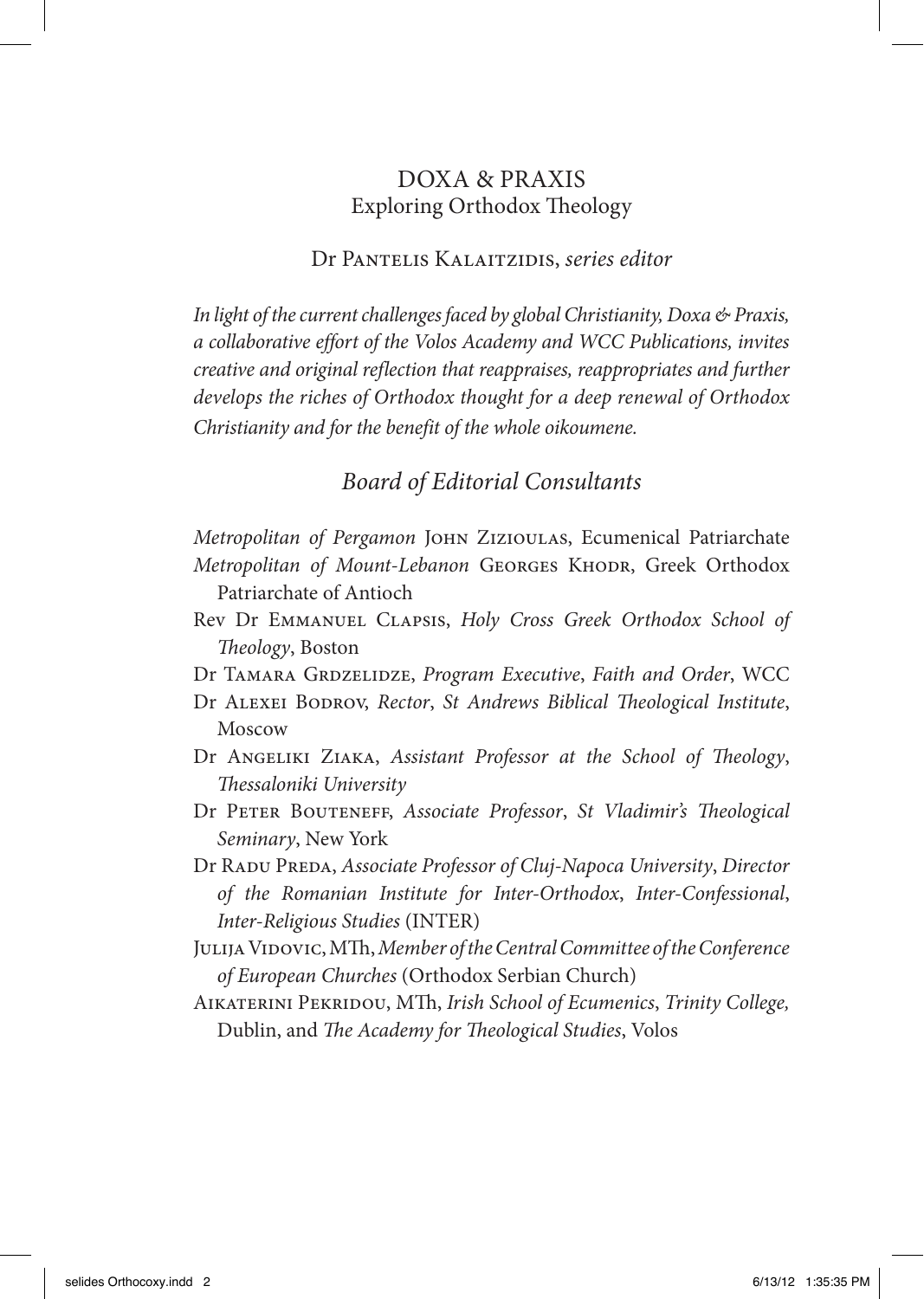# DOXA & PRAXIS
## Exploring Orthodox Theology

Dr Pantelis Kalaitzidis, *series editor*

*In light of the current challenges faced by global Christianity, Doxa & Praxis, a collaborative effort of the Volos Academy and WCC Publications, invites creative and original reflection that reappraises, reappropriates and further develops the riches of Orthodox thought for a deep renewal of Orthodox Christianity and for the benefit of the whole oikoumene.*

### *Board of Editorial Consultants*

*Metropolitan of Pergamon* John Zizioulas, Ecumenical Patriarchate

*Metropolitan of Mount-Lebanon* Georges Khodr, Greek Orthodox Patriarchate of Antioch

Rev Dr Emmanuel Clapsis, *Holy Cross Greek Orthodox School of Theology*, Boston

Dr Tamara Grdzelidze, *Program Executive*, *Faith and Order*, WCC

Dr Alexei Bodrov, *Rector*, *St Andrews Biblical Theological Institute*, Moscow

Dr Angeliki Ziaka, *Assistant Professor at the School of Theology*, *Thessaloniki University*

Dr Peter Bouteneff, *Associate Professor*, *St Vladimir's Theological Seminary*, New York

Dr Radu Preda, *Associate Professor of Cluj-Napoca University*, *Director of the Romanian Institute for Inter-Orthodox*, *Inter-Confessional*, *Inter-Religious Studies* (INTER)

Julija Vidovic, MTh, *Member of the Central Committee of the Conference of European Churches* (Orthodox Serbian Church)

Aikaterini Pekridou, MTh, *Irish School of Ecumenics*, *Trinity College,* Dublin, and *The Academy for Theological Studies*, Volos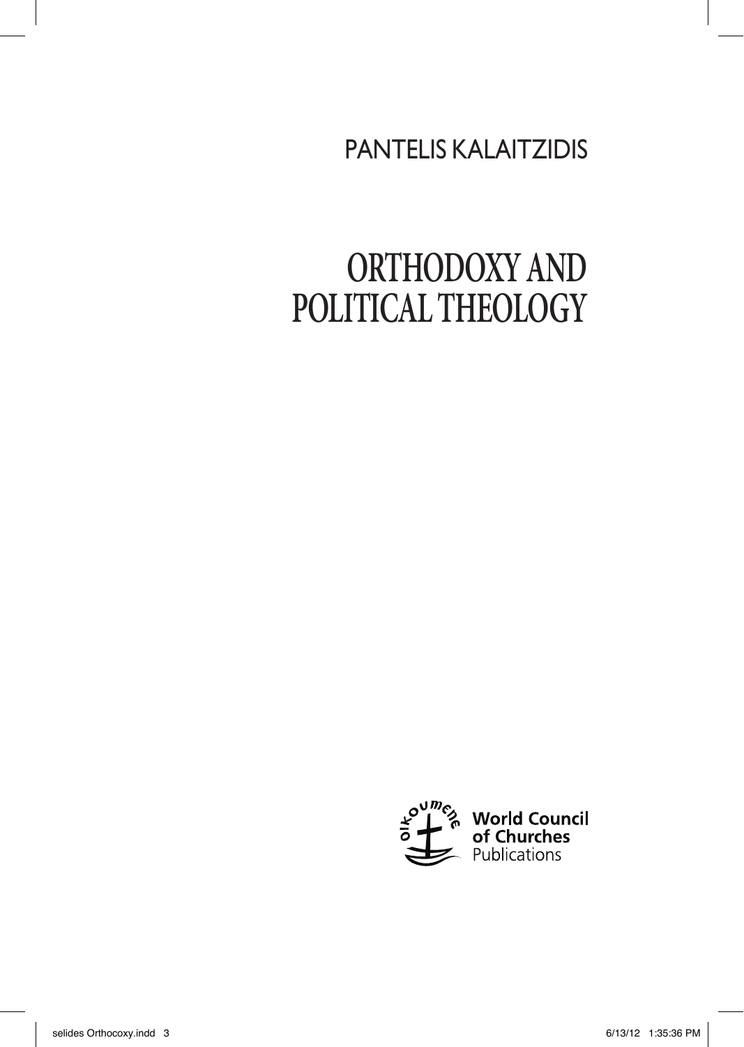PANTELIS KALAITZIDIS

# ORTHODOXY AND POLITICAL THEOLOGY

World Council of Churches Publications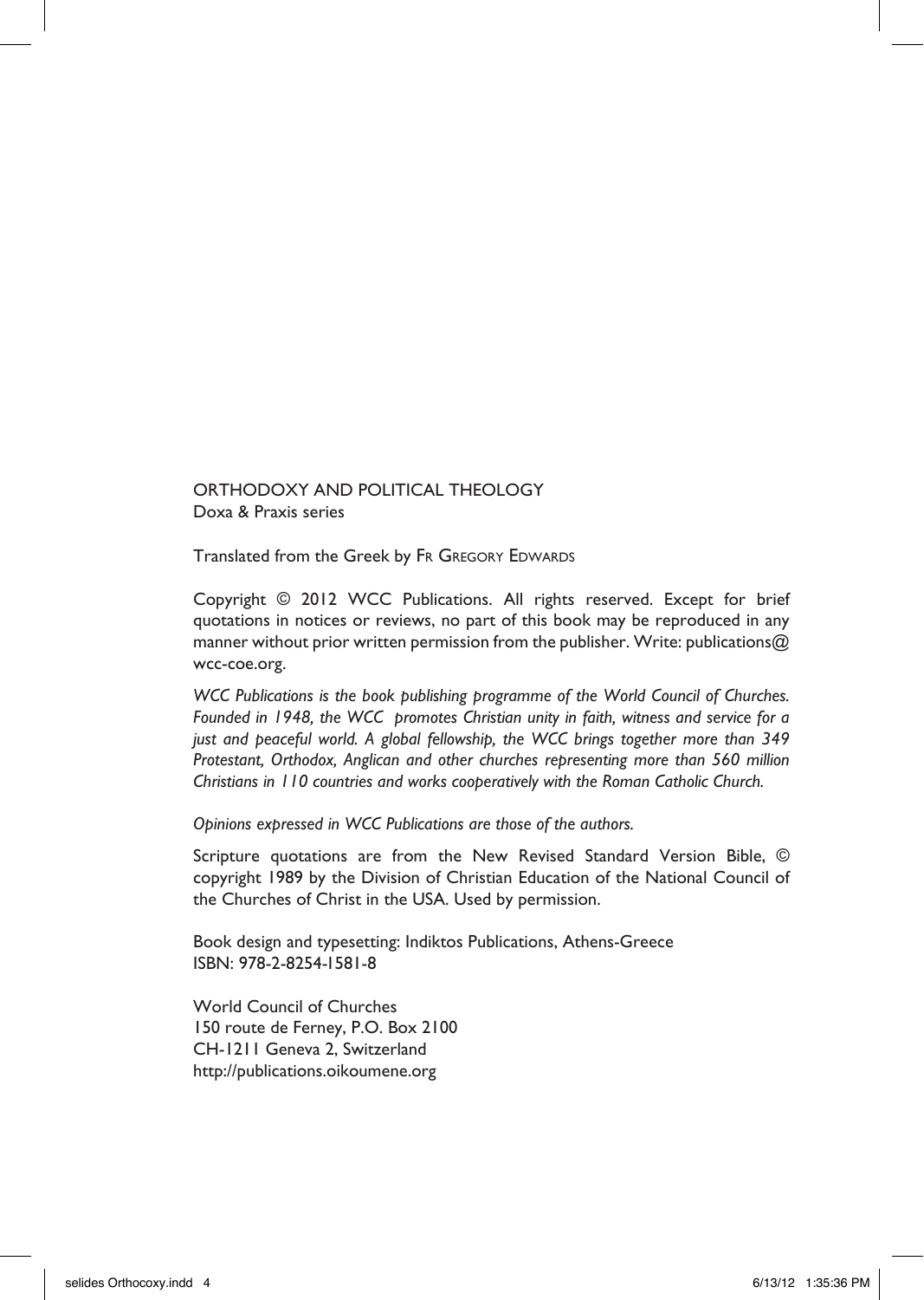ORTHODOXY AND POLITICAL THEOLOGY
Doxa & Praxis series

Translated from the Greek by Fr Gregory Edwards

Copyright © 2012 WCC Publications. All rights reserved. Except for brief quotations in notices or reviews, no part of this book may be reproduced in any manner without prior written permission from the publisher. Write: publications@wcc-coe.org.

*WCC Publications is the book publishing programme of the World Council of Churches. Founded in 1948, the WCC promotes Christian unity in faith, witness and service for a just and peaceful world. A global fellowship, the WCC brings together more than 349 Protestant, Orthodox, Anglican and other churches representing more than 560 million Christians in 110 countries and works cooperatively with the Roman Catholic Church.*

*Opinions expressed in WCC Publications are those of the authors.*

Scripture quotations are from the New Revised Standard Version Bible, © copyright 1989 by the Division of Christian Education of the National Council of the Churches of Christ in the USA. Used by permission.

Book design and typesetting: Indiktos Publications, Athens-Greece
ISBN: 978-2-8254-1581-8

World Council of Churches
150 route de Ferney, P.O. Box 2100
CH-1211 Geneva 2, Switzerland
http://publications.oikoumene.org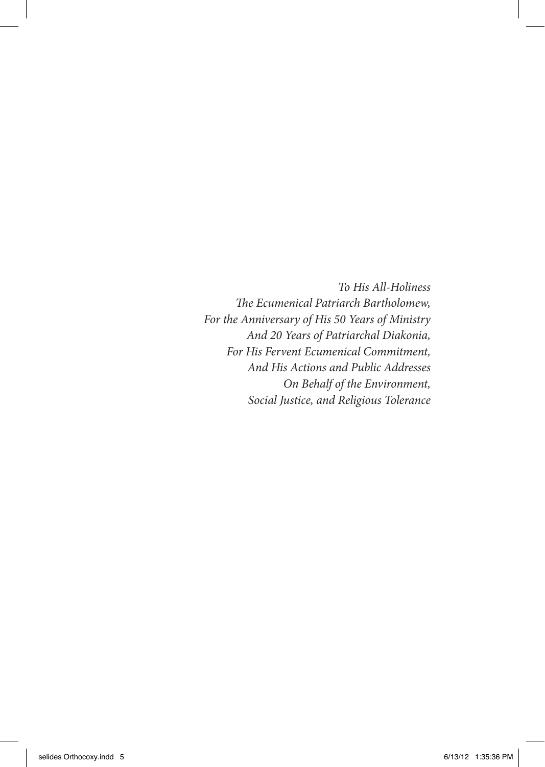*To His All-Holiness*
*The Ecumenical Patriarch Bartholomew,*
*For the Anniversary of His 50 Years of Ministry*
*And 20 Years of Patriarchal Diakonia,*
*For His Fervent Ecumenical Commitment,*
*And His Actions and Public Addresses*
*On Behalf of the Environment,*
*Social Justice, and Religious Tolerance*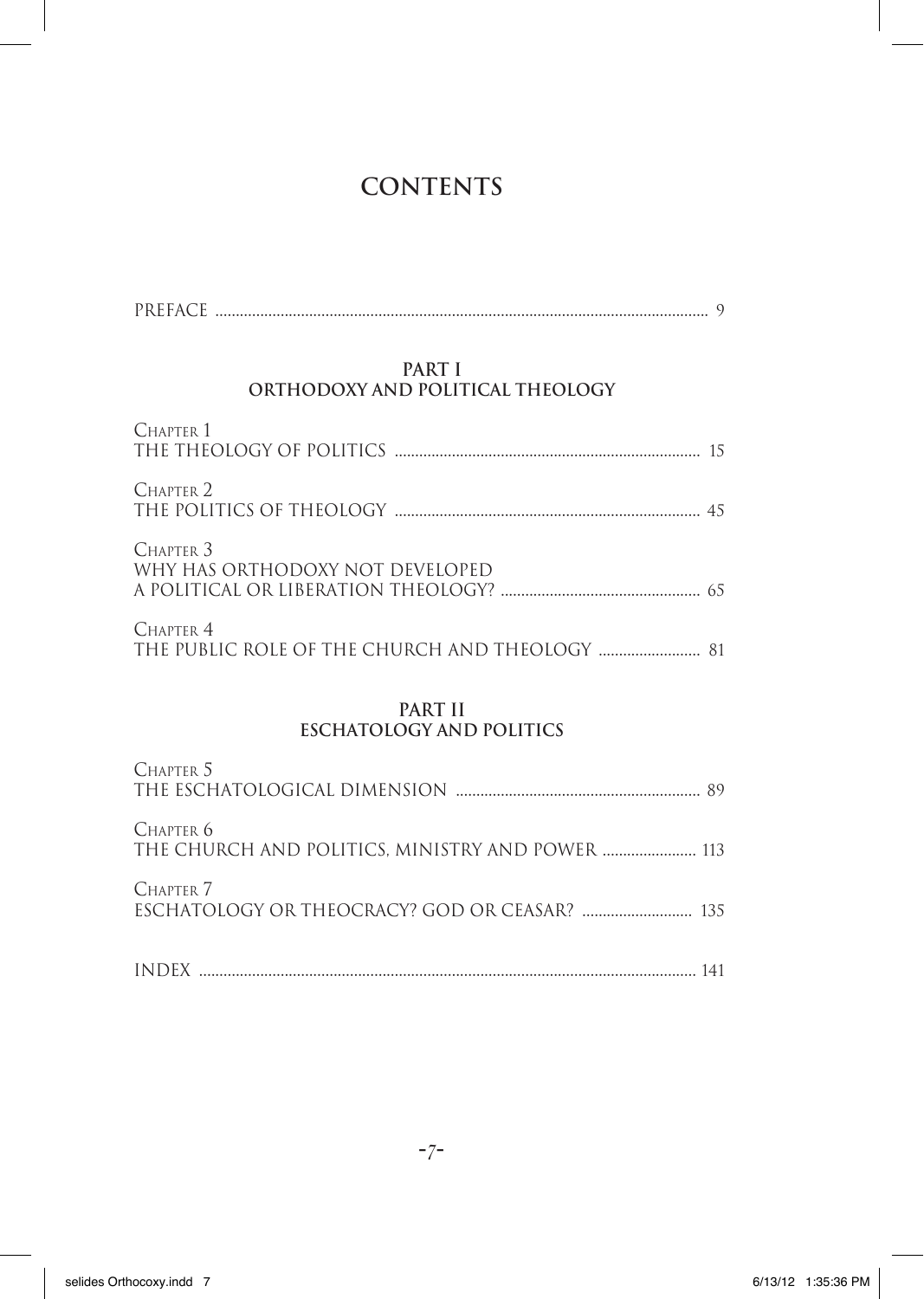# CONTENTS

PREFACE .......... 9

## PART I
## ORTHODOXY AND POLITICAL THEOLOGY

Chapter 1
THE THEOLOGY OF POLITICS .......... 15

Chapter 2
THE POLITICS OF THEOLOGY .......... 45

Chapter 3
WHY HAS ORTHODOXY NOT DEVELOPED
A POLITICAL OR LIBERATION THEOLOGY? .......... 65

Chapter 4
THE PUBLIC ROLE OF THE CHURCH AND THEOLOGY .......... 81

## PART II
## ESCHATOLOGY AND POLITICS

Chapter 5
THE ESCHATOLOGICAL DIMENSION .......... 89

Chapter 6
THE CHURCH AND POLITICS, MINISTRY AND POWER .......... 113

Chapter 7
ESCHATOLOGY OR THEOCRACY? GOD OR CEASAR? .......... 135

INDEX .......... 141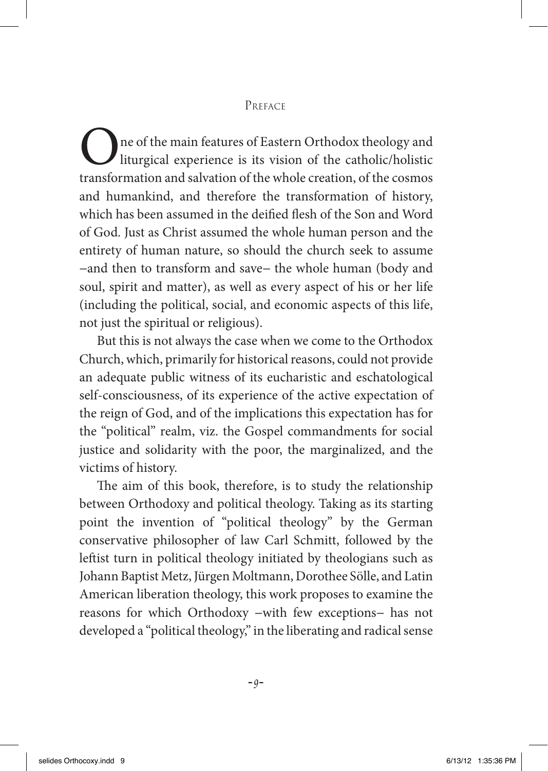# Preface

One of the main features of Eastern Orthodox theology and liturgical experience is its vision of the catholic/holistic transformation and salvation of the whole creation, of the cosmos and humankind, and therefore the transformation of history, which has been assumed in the deified flesh of the Son and Word of God. Just as Christ assumed the whole human person and the entirety of human nature, so should the church seek to assume –and then to transform and save– the whole human (body and soul, spirit and matter), as well as every aspect of his or her life (including the political, social, and economic aspects of this life, not just the spiritual or religious).

But this is not always the case when we come to the Orthodox Church, which, primarily for historical reasons, could not provide an adequate public witness of its eucharistic and eschatological self-consciousness, of its experience of the active expectation of the reign of God, and of the implications this expectation has for the "political" realm, viz. the Gospel commandments for social justice and solidarity with the poor, the marginalized, and the victims of history.

The aim of this book, therefore, is to study the relationship between Orthodoxy and political theology. Taking as its starting point the invention of "political theology" by the German conservative philosopher of law Carl Schmitt, followed by the leftist turn in political theology initiated by theologians such as Johann Baptist Metz, Jürgen Moltmann, Dorothee Sölle, and Latin American liberation theology, this work proposes to examine the reasons for which Orthodoxy –with few exceptions– has not developed a "political theology," in the liberating and radical sense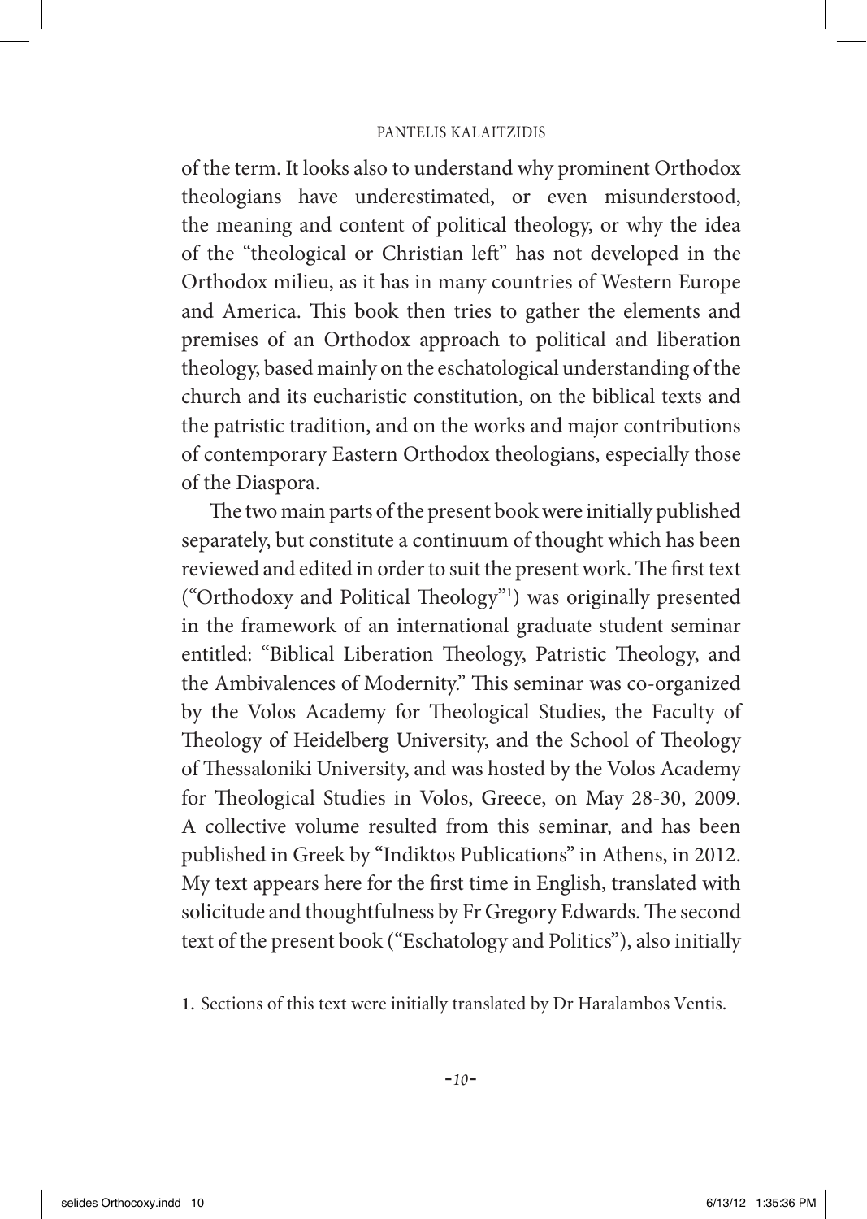of the term. It looks also to understand why prominent Orthodox theologians have underestimated, or even misunderstood, the meaning and content of political theology, or why the idea of the "theological or Christian left" has not developed in the Orthodox milieu, as it has in many countries of Western Europe and America. This book then tries to gather the elements and premises of an Orthodox approach to political and liberation theology, based mainly on the eschatological understanding of the church and its eucharistic constitution, on the biblical texts and the patristic tradition, and on the works and major contributions of contemporary Eastern Orthodox theologians, especially those of the Diaspora.

The two main parts of the present book were initially published separately, but constitute a continuum of thought which has been reviewed and edited in order to suit the present work. The first text ("Orthodoxy and Political Theology"[1]) was originally presented in the framework of an international graduate student seminar entitled: "Biblical Liberation Theology, Patristic Theology, and the Ambivalences of Modernity." This seminar was co-organized by the Volos Academy for Theological Studies, the Faculty of Theology of Heidelberg University, and the School of Theology of Thessaloniki University, and was hosted by the Volos Academy for Theological Studies in Volos, Greece, on May 28-30, 2009. A collective volume resulted from this seminar, and has been published in Greek by "Indiktos Publications" in Athens, in 2012. My text appears here for the first time in English, translated with solicitude and thoughtfulness by Fr Gregory Edwards. The second text of the present book ("Eschatology and Politics"), also initially

1. Sections of this text were initially translated by Dr Haralambos Ventis.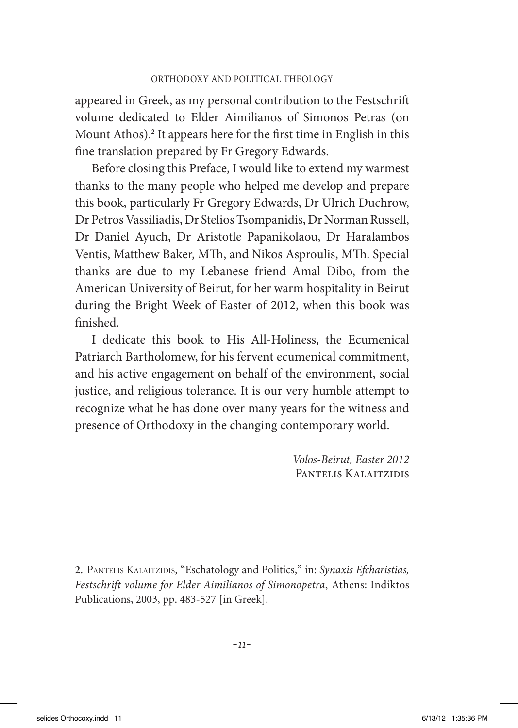appeared in Greek, as my personal contribution to the Festschrift volume dedicated to Elder Aimilianos of Simonos Petras (on Mount Athos).[2] It appears here for the first time in English in this fine translation prepared by Fr Gregory Edwards.

Before closing this Preface, I would like to extend my warmest thanks to the many people who helped me develop and prepare this book, particularly Fr Gregory Edwards, Dr Ulrich Duchrow, Dr Petros Vassiliadis, Dr Stelios Tsompanidis, Dr Norman Russell, Dr Daniel Ayuch, Dr Aristotle Papanikolaou, Dr Haralambos Ventis, Matthew Baker, MTh, and Nikos Asproulis, MTh. Special thanks are due to my Lebanese friend Amal Dibo, from the American University of Beirut, for her warm hospitality in Beirut during the Bright Week of Easter of 2012, when this book was finished.

I dedicate this book to His All-Holiness, the Ecumenical Patriarch Bartholomew, for his fervent ecumenical commitment, and his active engagement on behalf of the environment, social justice, and religious tolerance. It is our very humble attempt to recognize what he has done over many years for the witness and presence of Orthodoxy in the changing contemporary world.

*Volos-Beirut, Easter 2012*
Pantelis Kalaitzidis

---

2. Pantelis Kalaitzidis, "Eschatology and Politics," in: *Synaxis Efcharistias, Festschrift volume for Elder Aimilianos of Simonopetra*, Athens: Indiktos Publications, 2003, pp. 483-527 [in Greek].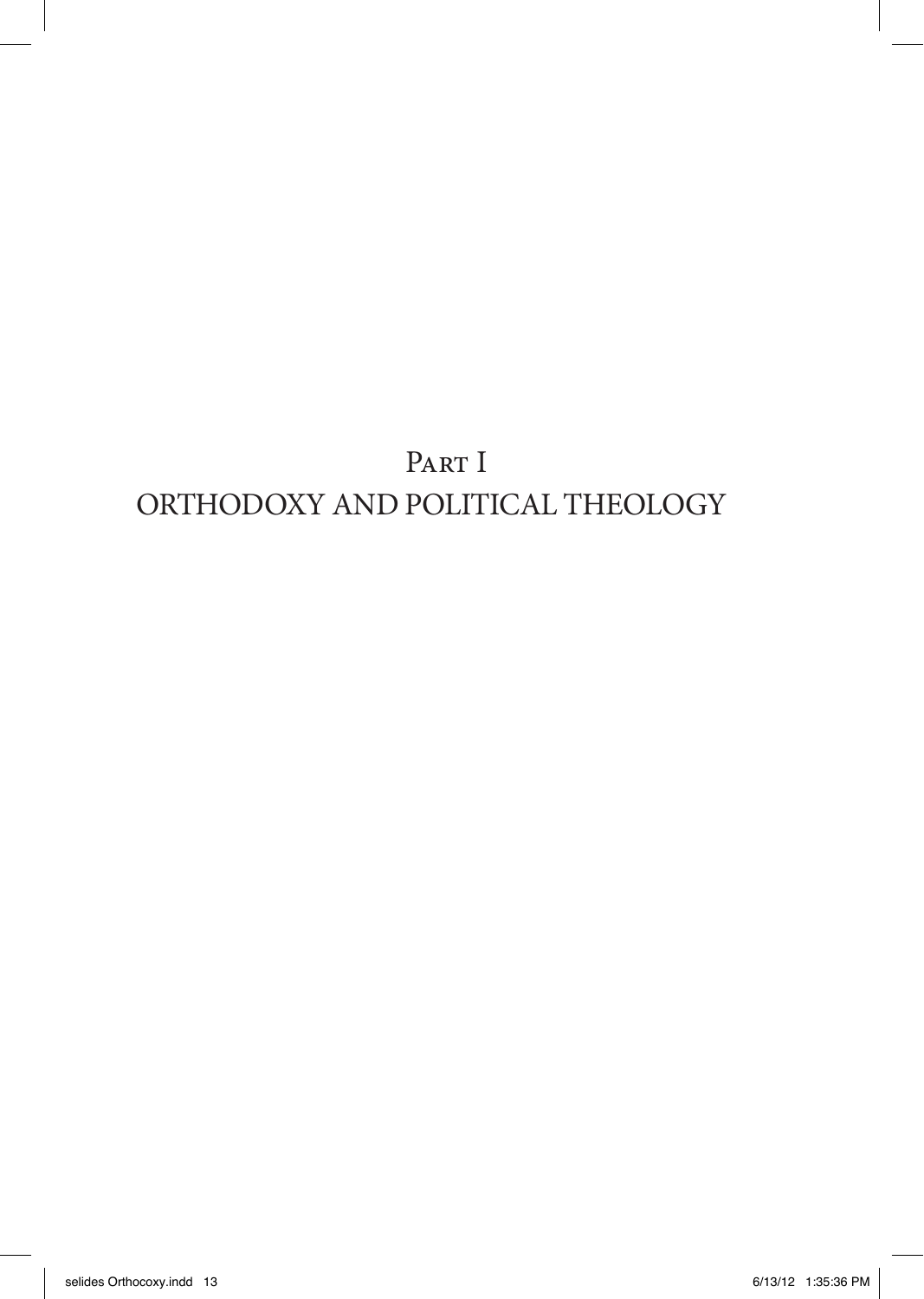# Part I
# ORTHODOXY AND POLITICAL THEOLOGY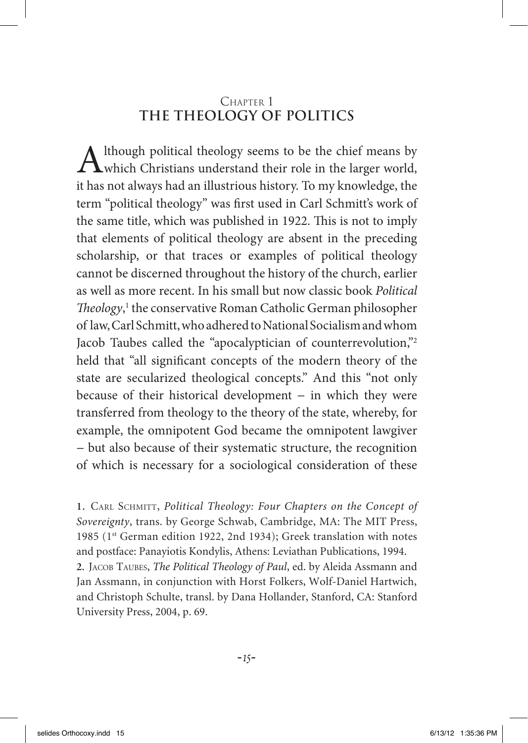# Chapter 1
## THE THEOLOGY OF POLITICS

Although political theology seems to be the chief means by which Christians understand their role in the larger world, it has not always had an illustrious history. To my knowledge, the term "political theology" was first used in Carl Schmitt's work of the same title, which was published in 1922. This is not to imply that elements of political theology are absent in the preceding scholarship, or that traces or examples of political theology cannot be discerned throughout the history of the church, earlier as well as more recent. In his small but now classic book *Political Theology*,[1] the conservative Roman Catholic German philosopher of law, Carl Schmitt, who adhered to National Socialism and whom Jacob Taubes called the "apocalyptician of counterrevolution,"[2] held that "all significant concepts of the modern theory of the state are secularized theological concepts." And this "not only because of their historical development – in which they were transferred from theology to the theory of the state, whereby, for example, the omnipotent God became the omnipotent lawgiver – but also because of their systematic structure, the recognition of which is necessary for a sociological consideration of these

1. Carl Schmitt, *Political Theology: Four Chapters on the Concept of Sovereignty*, trans. by George Schwab, Cambridge, MA: The MIT Press, 1985 (1st German edition 1922, 2nd 1934); Greek translation with notes and postface: Panayiotis Kondylis, Athens: Leviathan Publications, 1994.
2. Jacob Taubes, *The Political Theology of Paul*, ed. by Aleida Assmann and Jan Assmann, in conjunction with Horst Folkers, Wolf-Daniel Hartwich, and Christoph Schulte, transl. by Dana Hollander, Stanford, CA: Stanford University Press, 2004, p. 69.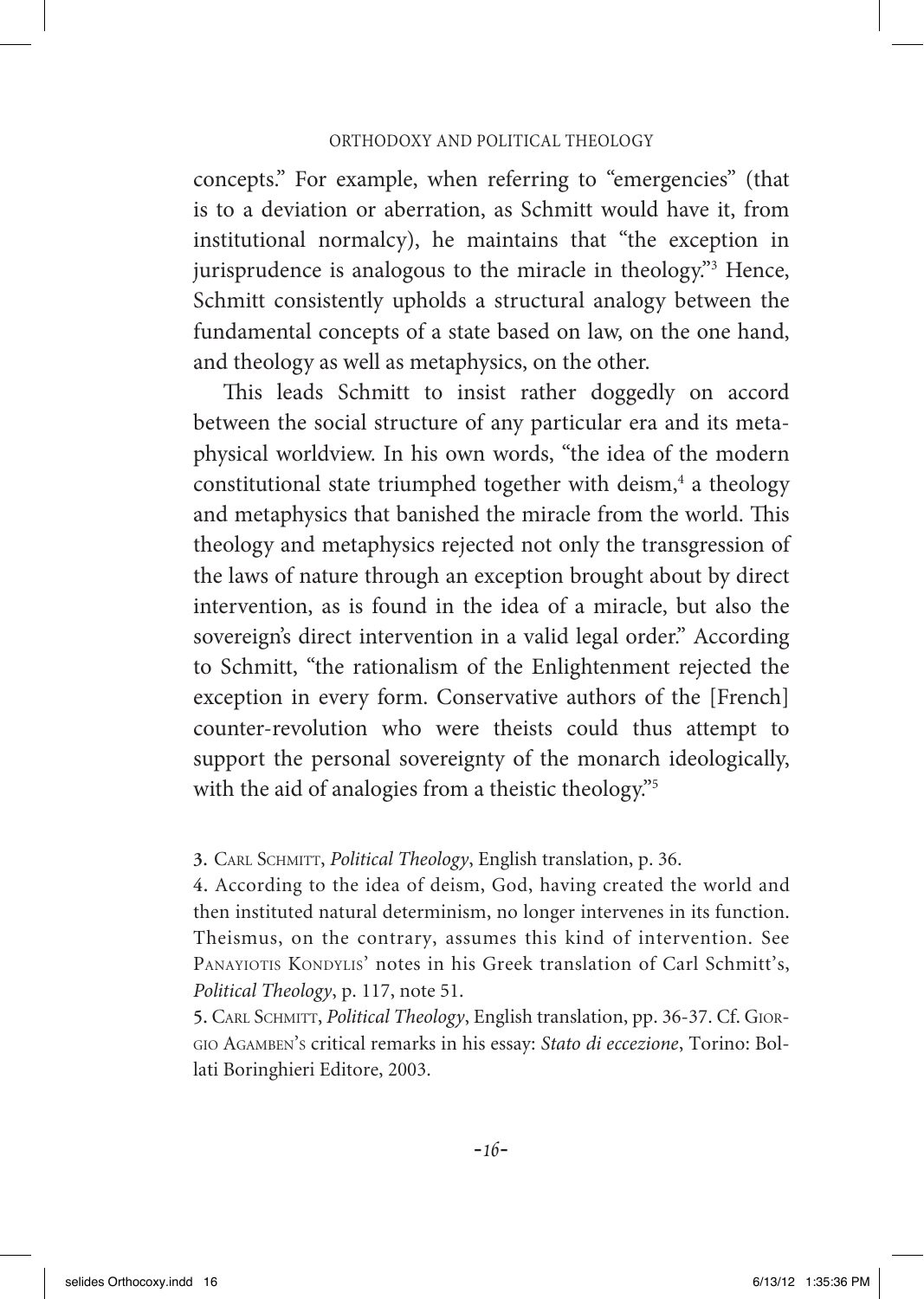concepts." For example, when referring to "emergencies" (that is to a deviation or aberration, as Schmitt would have it, from institutional normalcy), he maintains that "the exception in jurisprudence is analogous to the miracle in theology."[3] Hence, Schmitt consistently upholds a structural analogy between the fundamental concepts of a state based on law, on the one hand, and theology as well as metaphysics, on the other.

This leads Schmitt to insist rather doggedly on accord between the social structure of any particular era and its metaphysical worldview. In his own words, "the idea of the modern constitutional state triumphed together with deism,[4] a theology and metaphysics that banished the miracle from the world. This theology and metaphysics rejected not only the transgression of the laws of nature through an exception brought about by direct intervention, as is found in the idea of a miracle, but also the sovereign's direct intervention in a valid legal order." According to Schmitt, "the rationalism of the Enlightenment rejected the exception in every form. Conservative authors of the [French] counter-revolution who were theists could thus attempt to support the personal sovereignty of the monarch ideologically, with the aid of analogies from a theistic theology."[5]

3. Carl Schmitt, *Political Theology*, English translation, p. 36.

4. According to the idea of deism, God, having created the world and then instituted natural determinism, no longer intervenes in its function. Theismus, on the contrary, assumes this kind of intervention. See Panayiotis Kondylis' notes in his Greek translation of Carl Schmitt's, *Political Theology*, p. 117, note 51.

5. Carl Schmitt, *Political Theology*, English translation, pp. 36-37. Cf. Giorgio Agamben's critical remarks in his essay: *Stato di eccezione*, Torino: Bollati Boringhieri Editore, 2003.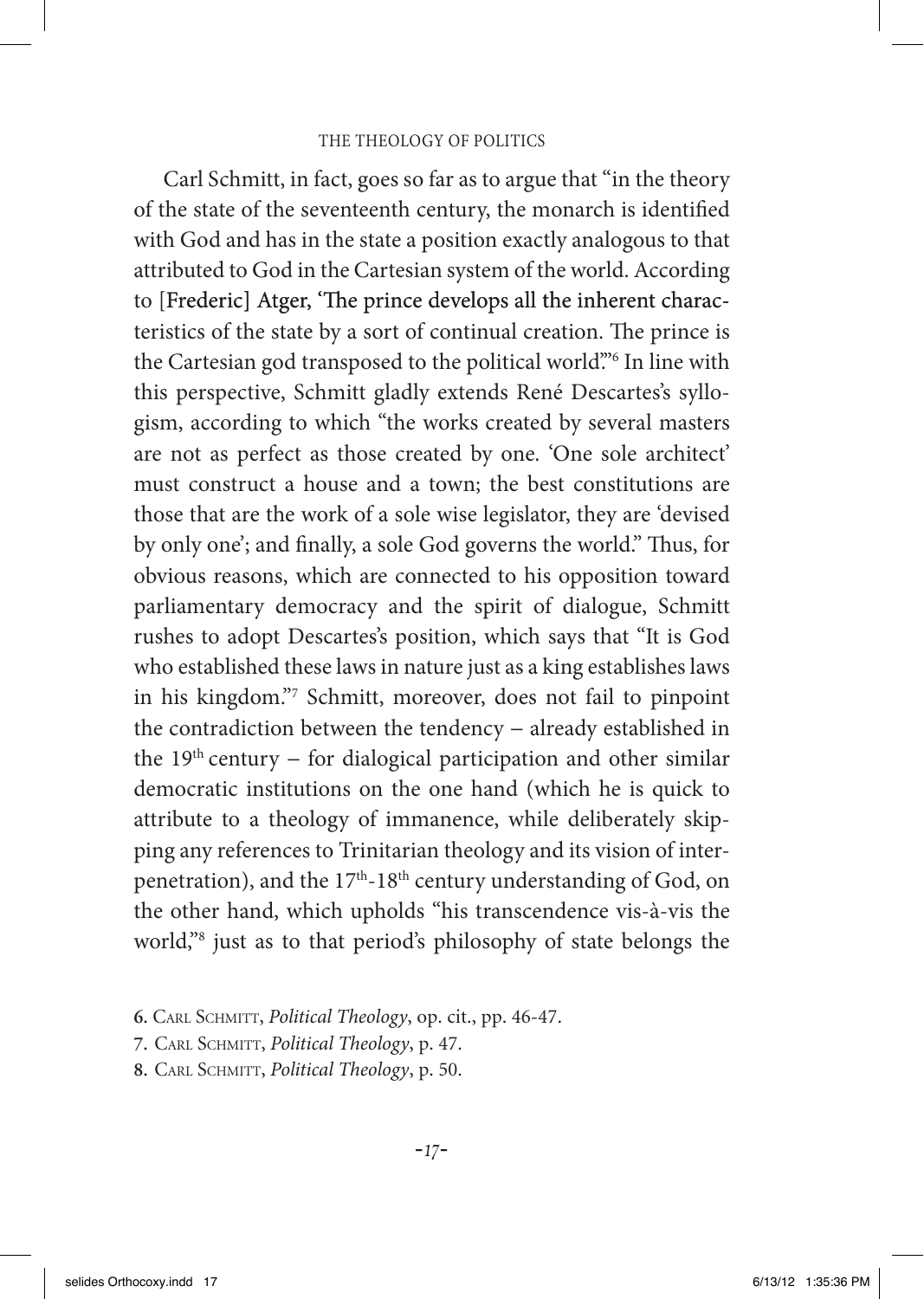Carl Schmitt, in fact, goes so far as to argue that "in the theory of the state of the seventeenth century, the monarch is identified with God and has in the state a position exactly analogous to that attributed to God in the Cartesian system of the world. According to [Frederic] Atger, 'The prince develops all the inherent characteristics of the state by a sort of continual creation. The prince is the Cartesian god transposed to the political world.'"[6] In line with this perspective, Schmitt gladly extends René Descartes's syllogism, according to which "the works created by several masters are not as perfect as those created by one. 'One sole architect' must construct a house and a town; the best constitutions are those that are the work of a sole wise legislator, they are 'devised by only one'; and finally, a sole God governs the world." Thus, for obvious reasons, which are connected to his opposition toward parliamentary democracy and the spirit of dialogue, Schmitt rushes to adopt Descartes's position, which says that "It is God who established these laws in nature just as a king establishes laws in his kingdom."[7] Schmitt, moreover, does not fail to pinpoint the contradiction between the tendency – already established in the 19th century – for dialogical participation and other similar democratic institutions on the one hand (which he is quick to attribute to a theology of immanence, while deliberately skipping any references to Trinitarian theology and its vision of interpenetration), and the 17th-18th century understanding of God, on the other hand, which upholds "his transcendence vis-à-vis the world,"[8] just as to that period's philosophy of state belongs the

6. Carl Schmitt, *Political Theology*, op. cit., pp. 46-47.
7. Carl Schmitt, *Political Theology*, p. 47.
8. Carl Schmitt, *Political Theology*, p. 50.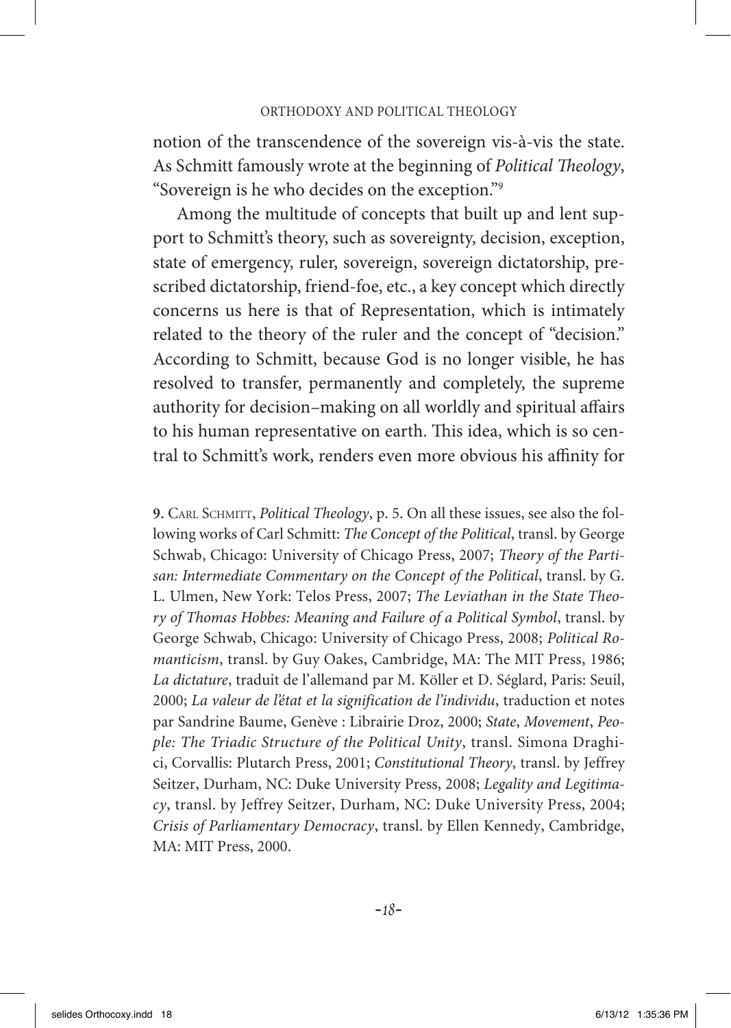notion of the transcendence of the sovereign vis-à-vis the state. As Schmitt famously wrote at the beginning of *Political Theology*, "Sovereign is he who decides on the exception."[9]

Among the multitude of concepts that built up and lent support to Schmitt's theory, such as sovereignty, decision, exception, state of emergency, ruler, sovereign, sovereign dictatorship, prescribed dictatorship, friend-foe, etc., a key concept which directly concerns us here is that of Representation, which is intimately related to the theory of the ruler and the concept of "decision." According to Schmitt, because God is no longer visible, he has resolved to transfer, permanently and completely, the supreme authority for decision–making on all worldly and spiritual affairs to his human representative on earth. This idea, which is so central to Schmitt's work, renders even more obvious his affinity for

9. Carl Schmitt, *Political Theology*, p. 5. On all these issues, see also the following works of Carl Schmitt: *The Concept of the Political*, transl. by George Schwab, Chicago: University of Chicago Press, 2007; *Theory of the Partisan: Intermediate Commentary on the Concept of the Political*, transl. by G. L. Ulmen, New York: Telos Press, 2007; *The Leviathan in the State Theory of Thomas Hobbes: Meaning and Failure of a Political Symbol*, transl. by George Schwab, Chicago: University of Chicago Press, 2008; *Political Romanticism*, transl. by Guy Oakes, Cambridge, MA: The MIT Press, 1986; *La dictature*, traduit de l'allemand par M. Köller et D. Séglard, Paris: Seuil, 2000; *La valeur de l'état et la signification de l'individu*, traduction et notes par Sandrine Baume, Genève : Librairie Droz, 2000; *State, Movement, People: The Triadic Structure of the Political Unity*, transl. Simona Draghici, Corvallis: Plutarch Press, 2001; *Constitutional Theory*, transl. by Jeffrey Seitzer, Durham, NC: Duke University Press, 2008; *Legality and Legitimacy*, transl. by Jeffrey Seitzer, Durham, NC: Duke University Press, 2004; *Crisis of Parliamentary Democracy*, transl. by Ellen Kennedy, Cambridge, MA: MIT Press, 2000.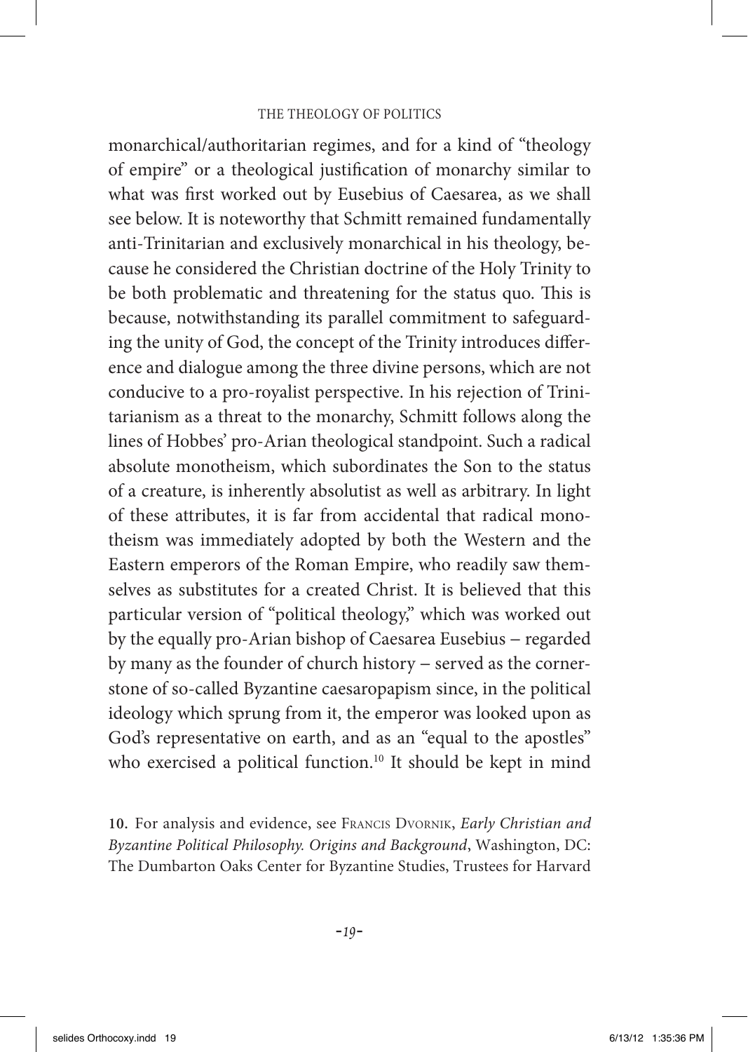monarchical/authoritarian regimes, and for a kind of "theology of empire" or a theological justification of monarchy similar to what was first worked out by Eusebius of Caesarea, as we shall see below. It is noteworthy that Schmitt remained fundamentally anti-Trinitarian and exclusively monarchical in his theology, because he considered the Christian doctrine of the Holy Trinity to be both problematic and threatening for the status quo. This is because, notwithstanding its parallel commitment to safeguarding the unity of God, the concept of the Trinity introduces difference and dialogue among the three divine persons, which are not conducive to a pro-royalist perspective. In his rejection of Trinitarianism as a threat to the monarchy, Schmitt follows along the lines of Hobbes' pro-Arian theological standpoint. Such a radical absolute monotheism, which subordinates the Son to the status of a creature, is inherently absolutist as well as arbitrary. In light of these attributes, it is far from accidental that radical monotheism was immediately adopted by both the Western and the Eastern emperors of the Roman Empire, who readily saw themselves as substitutes for a created Christ. It is believed that this particular version of "political theology," which was worked out by the equally pro-Arian bishop of Caesarea Eusebius – regarded by many as the founder of church history – served as the cornerstone of so-called Byzantine caesaropapism since, in the political ideology which sprung from it, the emperor was looked upon as God's representative on earth, and as an "equal to the apostles" who exercised a political function.[10] It should be kept in mind

10. For analysis and evidence, see Francis Dvornik, *Early Christian and Byzantine Political Philosophy. Origins and Background*, Washington, DC: The Dumbarton Oaks Center for Byzantine Studies, Trustees for Harvard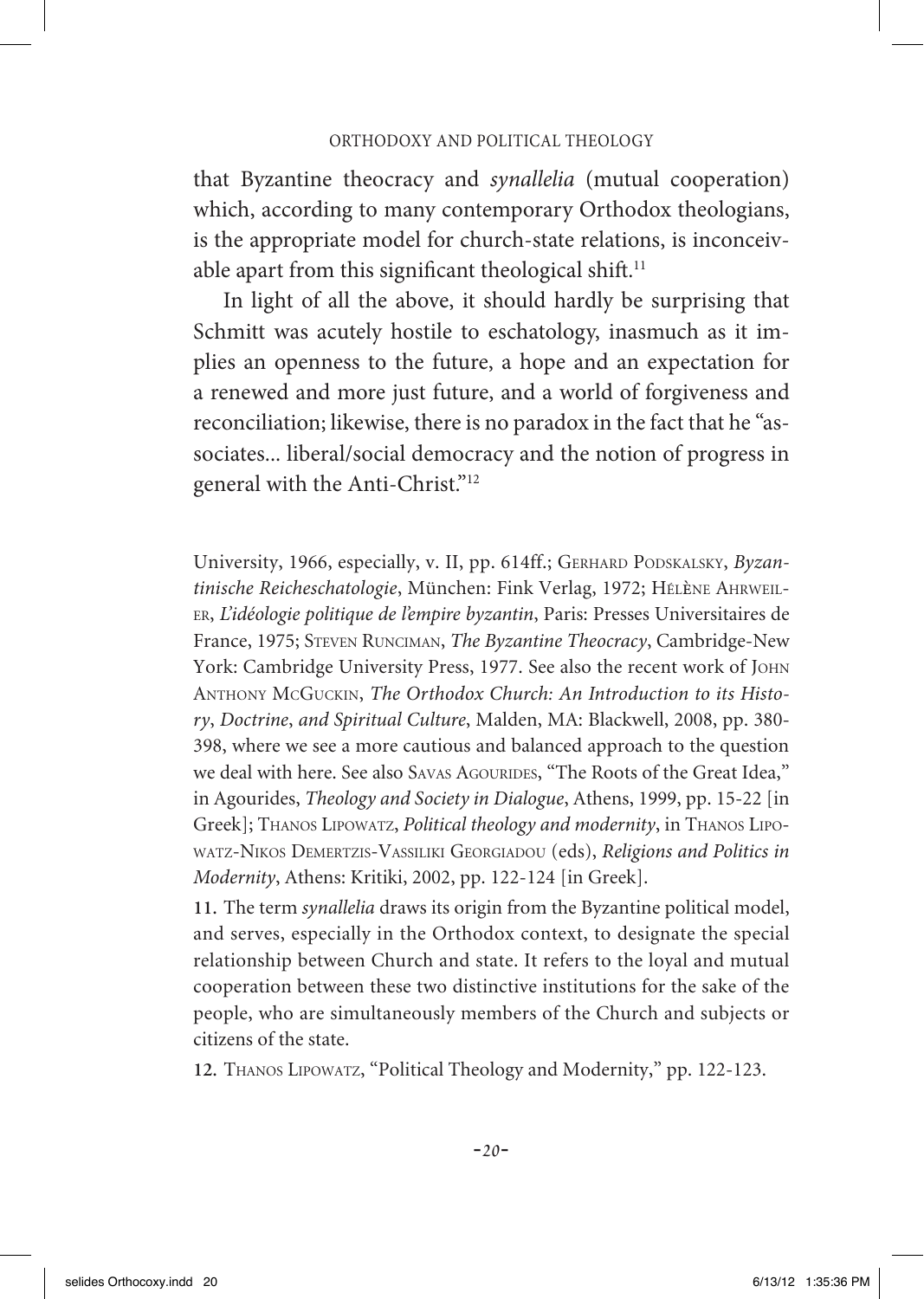that Byzantine theocracy and *synallelia* (mutual cooperation) which, according to many contemporary Orthodox theologians, is the appropriate model for church-state relations, is inconceivable apart from this significant theological shift.[11]

In light of all the above, it should hardly be surprising that Schmitt was acutely hostile to eschatology, inasmuch as it implies an openness to the future, a hope and an expectation for a renewed and more just future, and a world of forgiveness and reconciliation; likewise, there is no paradox in the fact that he "associates... liberal/social democracy and the notion of progress in general with the Anti-Christ."[12]

---

University, 1966, especially, v. II, pp. 614ff.; Gerhard Podskalsky, *Byzantinische Reicheschatologie*, München: Fink Verlag, 1972; Hélène Ahrweiler, *L'idéologie politique de l'empire byzantin*, Paris: Presses Universitaires de France, 1975; Steven Runciman, *The Byzantine Theocracy*, Cambridge-New York: Cambridge University Press, 1977. See also the recent work of John Anthony McGuckin, *The Orthodox Church: An Introduction to its History, Doctrine, and Spiritual Culture*, Malden, MA: Blackwell, 2008, pp. 380-398, where we see a more cautious and balanced approach to the question we deal with here. See also Savas Agourides, "The Roots of the Great Idea," in Agourides, *Theology and Society in Dialogue*, Athens, 1999, pp. 15-22 [in Greek]; Thanos Lipowatz, *Political theology and modernity*, in Thanos Lipowatz-Nikos Demertzis-Vassiliki Georgiadou (eds), *Religions and Politics in Modernity*, Athens: Kritiki, 2002, pp. 122-124 [in Greek].

11. The term *synallelia* draws its origin from the Byzantine political model, and serves, especially in the Orthodox context, to designate the special relationship between Church and state. It refers to the loyal and mutual cooperation between these two distinctive institutions for the sake of the people, who are simultaneously members of the Church and subjects or citizens of the state.

12. Thanos Lipowatz, "Political Theology and Modernity," pp. 122-123.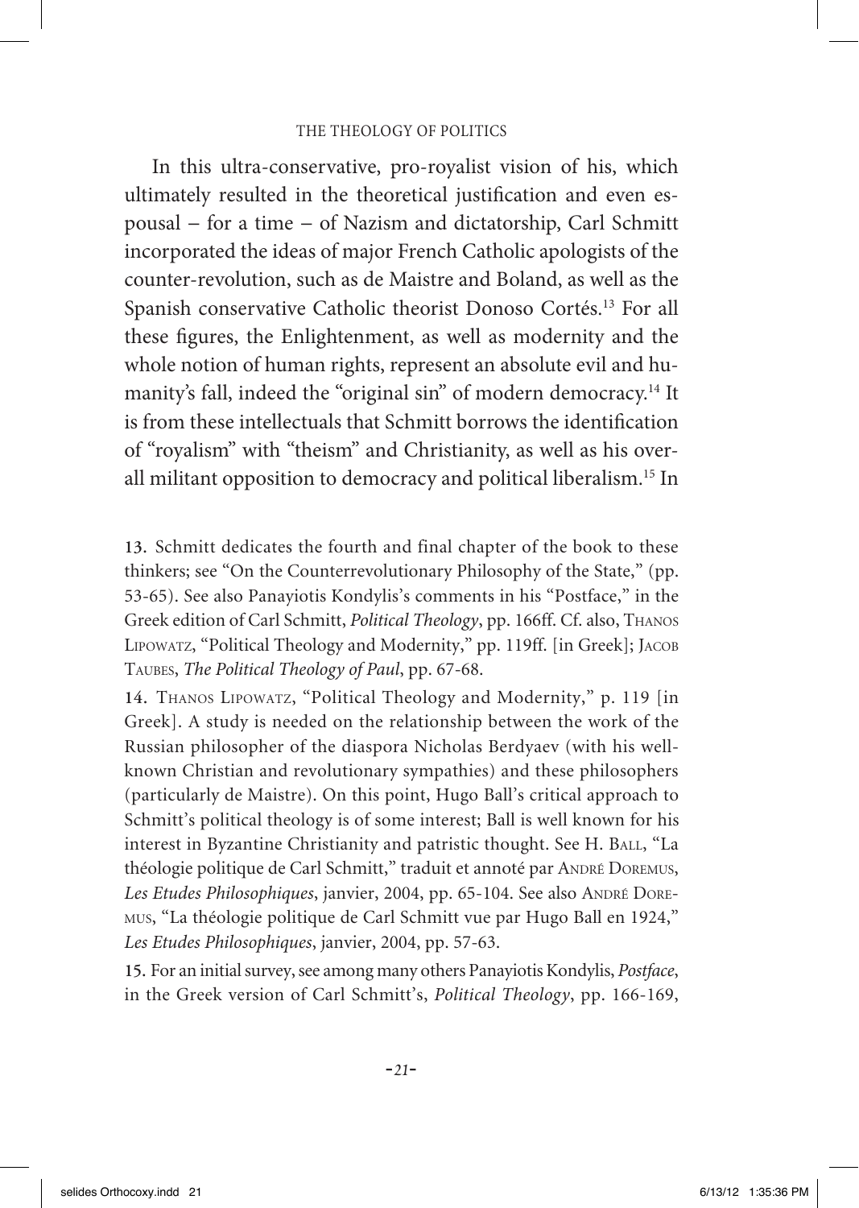In this ultra-conservative, pro-royalist vision of his, which ultimately resulted in the theoretical justification and even espousal – for a time – of Nazism and dictatorship, Carl Schmitt incorporated the ideas of major French Catholic apologists of the counter-revolution, such as de Maistre and Boland, as well as the Spanish conservative Catholic theorist Donoso Cortés.[13] For all these figures, the Enlightenment, as well as modernity and the whole notion of human rights, represent an absolute evil and humanity's fall, indeed the "original sin" of modern democracy.[14] It is from these intellectuals that Schmitt borrows the identification of "royalism" with "theism" and Christianity, as well as his overall militant opposition to democracy and political liberalism.[15] In

13. Schmitt dedicates the fourth and final chapter of the book to these thinkers; see "On the Counterrevolutionary Philosophy of the State," (pp. 53-65). See also Panayiotis Kondylis's comments in his "Postface," in the Greek edition of Carl Schmitt, *Political Theology*, pp. 166ff. Cf. also, Thanos Lipowatz, "Political Theology and Modernity," pp. 119ff. [in Greek]; Jacob Taubes, *The Political Theology of Paul*, pp. 67-68.

14. Thanos Lipowatz, "Political Theology and Modernity," p. 119 [in Greek]. A study is needed on the relationship between the work of the Russian philosopher of the diaspora Nicholas Berdyaev (with his well-known Christian and revolutionary sympathies) and these philosophers (particularly de Maistre). On this point, Hugo Ball's critical approach to Schmitt's political theology is of some interest; Ball is well known for his interest in Byzantine Christianity and patristic thought. See H. Ball, "La théologie politique de Carl Schmitt," traduit et annoté par André Doremus, *Les Etudes Philosophiques*, janvier, 2004, pp. 65-104. See also André Doremus, "La théologie politique de Carl Schmitt vue par Hugo Ball en 1924," *Les Etudes Philosophiques*, janvier, 2004, pp. 57-63.

15. For an initial survey, see among many others Panayiotis Kondylis, *Postface*, in the Greek version of Carl Schmitt's, *Political Theology*, pp. 166-169,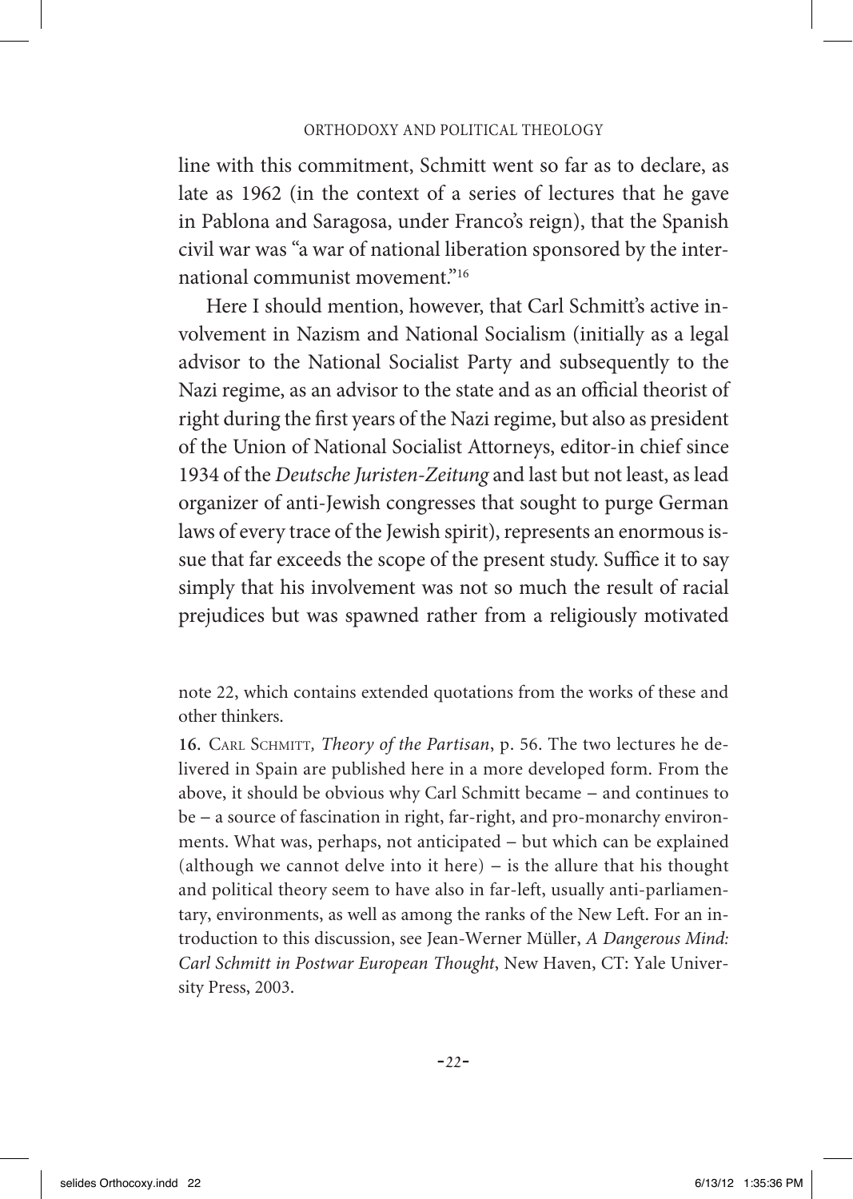line with this commitment, Schmitt went so far as to declare, as late as 1962 (in the context of a series of lectures that he gave in Pablona and Saragosa, under Franco's reign), that the Spanish civil war was "a war of national liberation sponsored by the international communist movement."[16]

Here I should mention, however, that Carl Schmitt's active involvement in Nazism and National Socialism (initially as a legal advisor to the National Socialist Party and subsequently to the Nazi regime, as an advisor to the state and as an official theorist of right during the first years of the Nazi regime, but also as president of the Union of National Socialist Attorneys, editor-in chief since 1934 of the *Deutsche Juristen-Zeitung* and last but not least, as lead organizer of anti-Jewish congresses that sought to purge German laws of every trace of the Jewish spirit), represents an enormous issue that far exceeds the scope of the present study. Suffice it to say simply that his involvement was not so much the result of racial prejudices but was spawned rather from a religiously motivated

note 22, which contains extended quotations from the works of these and other thinkers.

16. Carl Schmitt, *Theory of the Partisan*, p. 56. The two lectures he delivered in Spain are published here in a more developed form. From the above, it should be obvious why Carl Schmitt became – and continues to be – a source of fascination in right, far-right, and pro-monarchy environments. What was, perhaps, not anticipated – but which can be explained (although we cannot delve into it here) – is the allure that his thought and political theory seem to have also in far-left, usually anti-parliamentary, environments, as well as among the ranks of the New Left. For an introduction to this discussion, see Jean-Werner Müller, *A Dangerous Mind: Carl Schmitt in Postwar European Thought*, New Haven, CT: Yale University Press, 2003.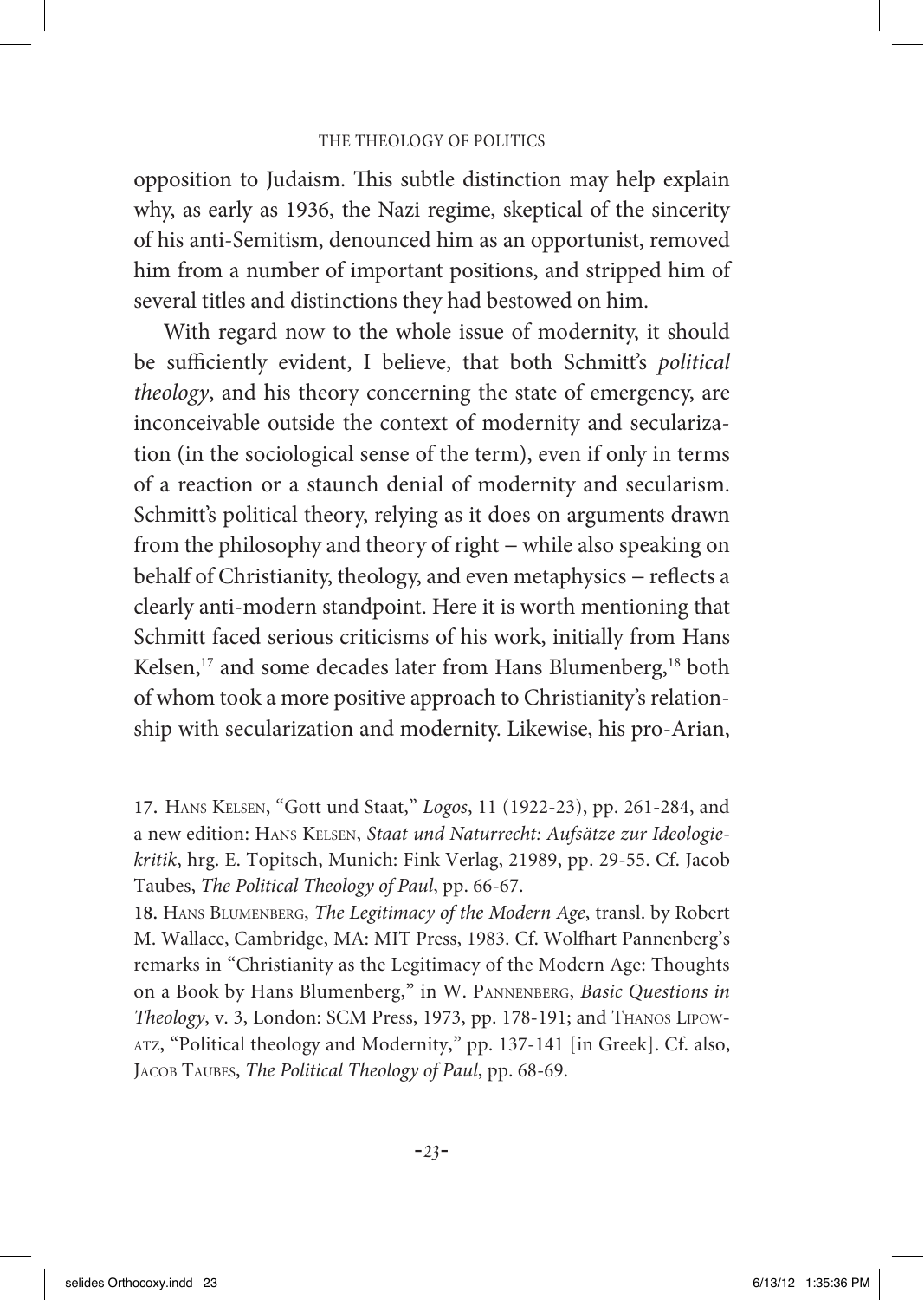opposition to Judaism. This subtle distinction may help explain why, as early as 1936, the Nazi regime, skeptical of the sincerity of his anti-Semitism, denounced him as an opportunist, removed him from a number of important positions, and stripped him of several titles and distinctions they had bestowed on him.

With regard now to the whole issue of modernity, it should be sufficiently evident, I believe, that both Schmitt's *political theology*, and his theory concerning the state of emergency, are inconceivable outside the context of modernity and secularization (in the sociological sense of the term), even if only in terms of a reaction or a staunch denial of modernity and secularism. Schmitt's political theory, relying as it does on arguments drawn from the philosophy and theory of right – while also speaking on behalf of Christianity, theology, and even metaphysics – reflects a clearly anti-modern standpoint. Here it is worth mentioning that Schmitt faced serious criticisms of his work, initially from Hans Kelsen,[17] and some decades later from Hans Blumenberg,[18] both of whom took a more positive approach to Christianity's relationship with secularization and modernity. Likewise, his pro-Arian,

17. Hans Kelsen, "Gott und Staat," *Logos*, 11 (1922-23), pp. 261-284, and a new edition: Hans Kelsen, *Staat und Naturrecht: Aufsätze zur Ideologiekritik*, hrg. E. Topitsch, Munich: Fink Verlag, 21989, pp. 29-55. Cf. Jacob Taubes, *The Political Theology of Paul*, pp. 66-67.

18. Hans Blumenberg, *The Legitimacy of the Modern Age*, transl. by Robert M. Wallace, Cambridge, MA: MIT Press, 1983. Cf. Wolfhart Pannenberg's remarks in "Christianity as the Legitimacy of the Modern Age: Thoughts on a Book by Hans Blumenberg," in W. Pannenberg, *Basic Questions in Theology*, v. 3, London: SCM Press, 1973, pp. 178-191; and Thanos Lipowatz, "Political theology and Modernity," pp. 137-141 [in Greek]. Cf. also, Jacob Taubes, *The Political Theology of Paul*, pp. 68-69.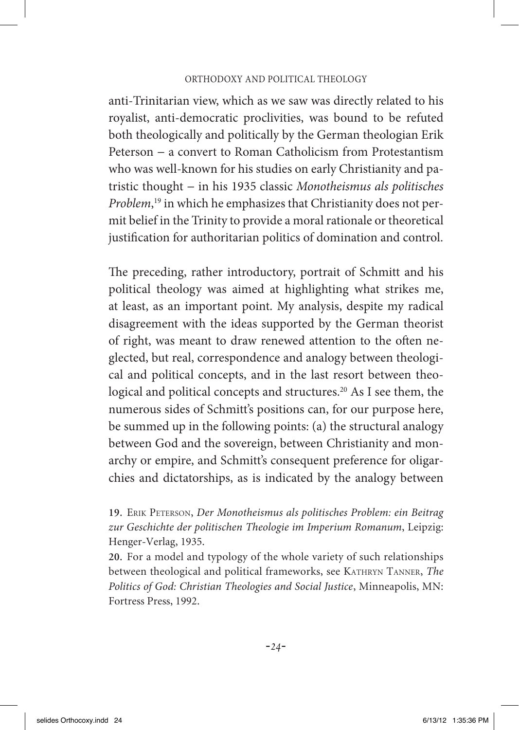anti-Trinitarian view, which as we saw was directly related to his royalist, anti-democratic proclivities, was bound to be refuted both theologically and politically by the German theologian Erik Peterson – a convert to Roman Catholicism from Protestantism who was well-known for his studies on early Christianity and patristic thought – in his 1935 classic *Monotheismus als politisches Problem*,[19] in which he emphasizes that Christianity does not permit belief in the Trinity to provide a moral rationale or theoretical justification for authoritarian politics of domination and control.

The preceding, rather introductory, portrait of Schmitt and his political theology was aimed at highlighting what strikes me, at least, as an important point. My analysis, despite my radical disagreement with the ideas supported by the German theorist of right, was meant to draw renewed attention to the often neglected, but real, correspondence and analogy between theological and political concepts, and in the last resort between theological and political concepts and structures.[20] As I see them, the numerous sides of Schmitt's positions can, for our purpose here, be summed up in the following points: (a) the structural analogy between God and the sovereign, between Christianity and monarchy or empire, and Schmitt's consequent preference for oligarchies and dictatorships, as is indicated by the analogy between

**19.** Erik Peterson, *Der Monotheismus als politisches Problem: ein Beitrag zur Geschichte der politischen Theologie im Imperium Romanum*, Leipzig: Henger-Verlag, 1935.

**20.** For a model and typology of the whole variety of such relationships between theological and political frameworks, see Kathryn Tanner, *The Politics of God: Christian Theologies and Social Justice*, Minneapolis, MN: Fortress Press, 1992.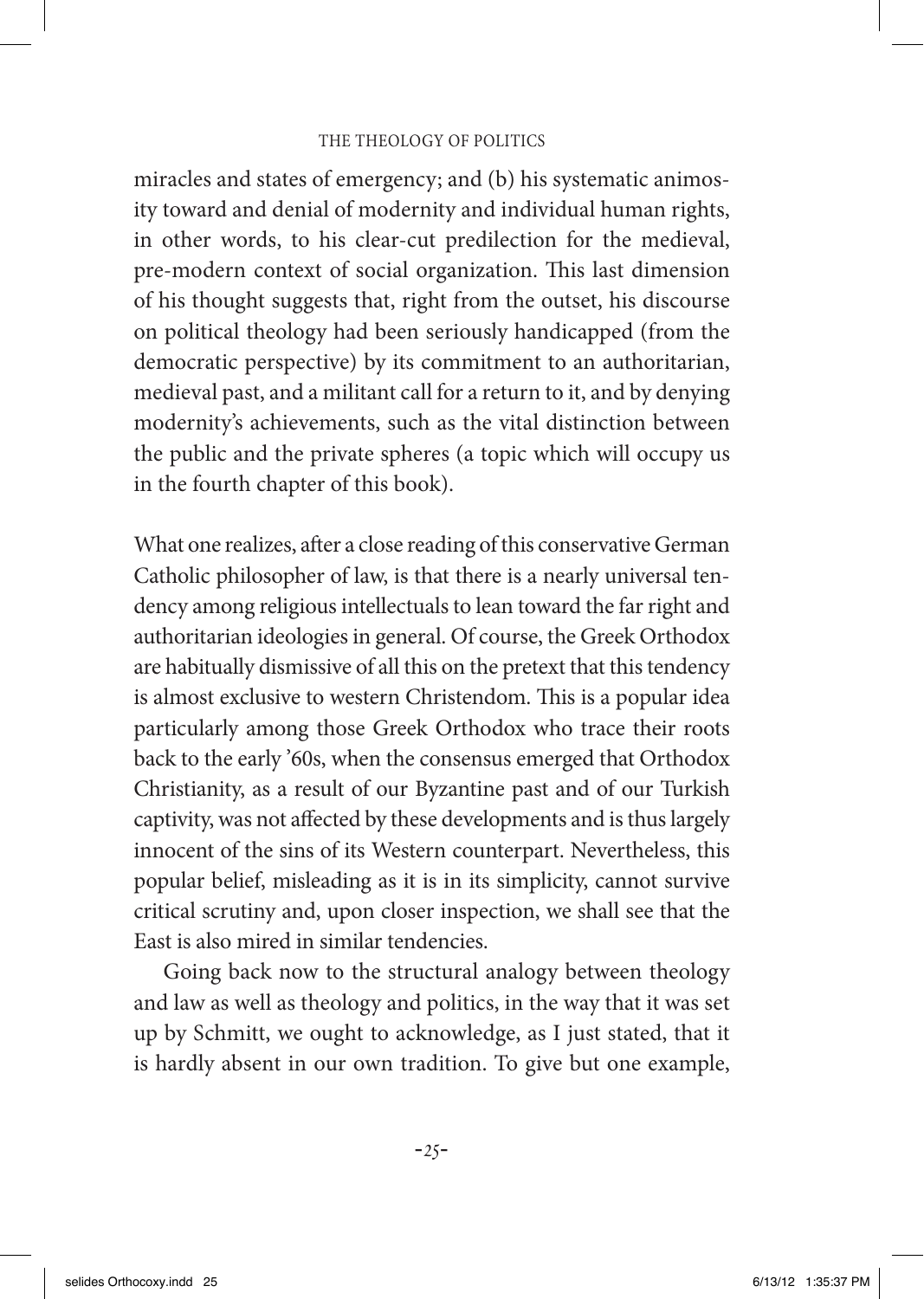miracles and states of emergency; and (b) his systematic animosity toward and denial of modernity and individual human rights, in other words, to his clear-cut predilection for the medieval, pre-modern context of social organization. This last dimension of his thought suggests that, right from the outset, his discourse on political theology had been seriously handicapped (from the democratic perspective) by its commitment to an authoritarian, medieval past, and a militant call for a return to it, and by denying modernity's achievements, such as the vital distinction between the public and the private spheres (a topic which will occupy us in the fourth chapter of this book).

What one realizes, after a close reading of this conservative German Catholic philosopher of law, is that there is a nearly universal tendency among religious intellectuals to lean toward the far right and authoritarian ideologies in general. Of course, the Greek Orthodox are habitually dismissive of all this on the pretext that this tendency is almost exclusive to western Christendom. This is a popular idea particularly among those Greek Orthodox who trace their roots back to the early '60s, when the consensus emerged that Orthodox Christianity, as a result of our Byzantine past and of our Turkish captivity, was not affected by these developments and is thus largely innocent of the sins of its Western counterpart. Nevertheless, this popular belief, misleading as it is in its simplicity, cannot survive critical scrutiny and, upon closer inspection, we shall see that the East is also mired in similar tendencies.

Going back now to the structural analogy between theology and law as well as theology and politics, in the way that it was set up by Schmitt, we ought to acknowledge, as I just stated, that it is hardly absent in our own tradition. To give but one example,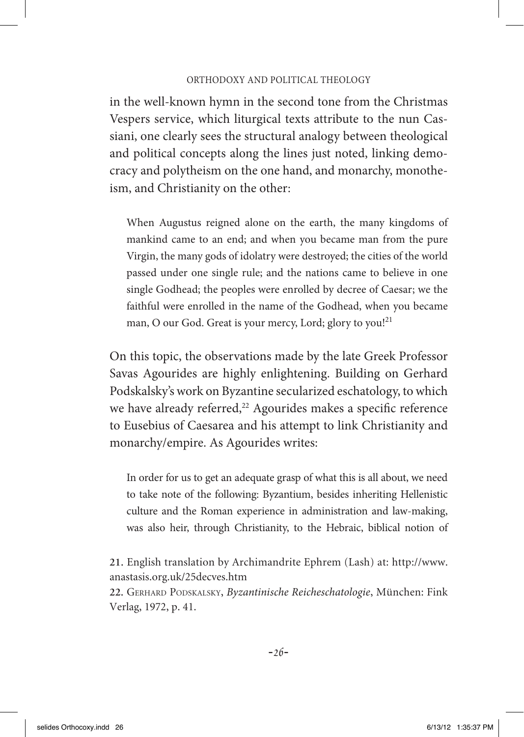in the well-known hymn in the second tone from the Christmas Vespers service, which liturgical texts attribute to the nun Cassiani, one clearly sees the structural analogy between theological and political concepts along the lines just noted, linking democracy and polytheism on the one hand, and monarchy, monotheism, and Christianity on the other:

> When Augustus reigned alone on the earth, the many kingdoms of mankind came to an end; and when you became man from the pure Virgin, the many gods of idolatry were destroyed; the cities of the world passed under one single rule; and the nations came to believe in one single Godhead; the peoples were enrolled by decree of Caesar; we the faithful were enrolled in the name of the Godhead, when you became man, O our God. Great is your mercy, Lord; glory to you![21]

On this topic, the observations made by the late Greek Professor Savas Agourides are highly enlightening. Building on Gerhard Podskalsky's work on Byzantine secularized eschatology, to which we have already referred,[22] Agourides makes a specific reference to Eusebius of Caesarea and his attempt to link Christianity and monarchy/empire. As Agourides writes:

> In order for us to get an adequate grasp of what this is all about, we need to take note of the following: Byzantium, besides inheriting Hellenistic culture and the Roman experience in administration and law-making, was also heir, through Christianity, to the Hebraic, biblical notion of

21. English translation by Archimandrite Ephrem (Lash) at: http://www.anastasis.org.uk/25decves.htm

22. Gerhard Podskalsky, *Byzantinische Reicheschatologie*, München: Fink Verlag, 1972, p. 41.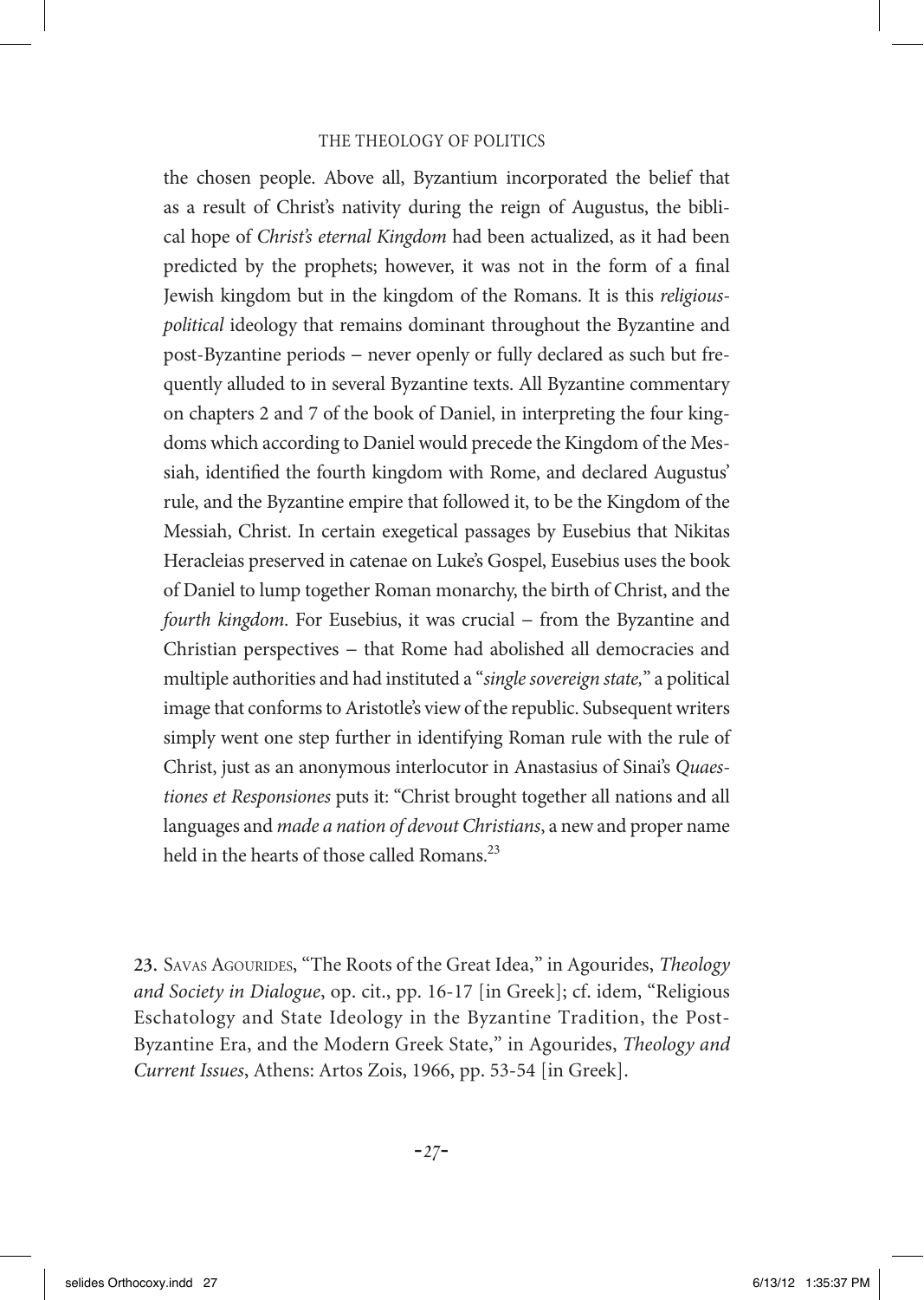the chosen people. Above all, Byzantium incorporated the belief that as a result of Christ's nativity during the reign of Augustus, the biblical hope of *Christ's eternal Kingdom* had been actualized, as it had been predicted by the prophets; however, it was not in the form of a final Jewish kingdom but in the kingdom of the Romans. It is this *religious-political* ideology that remains dominant throughout the Byzantine and post-Byzantine periods – never openly or fully declared as such but frequently alluded to in several Byzantine texts. All Byzantine commentary on chapters 2 and 7 of the book of Daniel, in interpreting the four kingdoms which according to Daniel would precede the Kingdom of the Messiah, identified the fourth kingdom with Rome, and declared Augustus' rule, and the Byzantine empire that followed it, to be the Kingdom of the Messiah, Christ. In certain exegetical passages by Eusebius that Nikitas Heracleias preserved in catenae on Luke's Gospel, Eusebius uses the book of Daniel to lump together Roman monarchy, the birth of Christ, and the *fourth kingdom*. For Eusebius, it was crucial – from the Byzantine and Christian perspectives – that Rome had abolished all democracies and multiple authorities and had instituted a "*single sovereign state,*" a political image that conforms to Aristotle's view of the republic. Subsequent writers simply went one step further in identifying Roman rule with the rule of Christ, just as an anonymous interlocutor in Anastasius of Sinai's *Quaestiones et Responsiones* puts it: "Christ brought together all nations and all languages and *made a nation of devout Christians*, a new and proper name held in the hearts of those called Romans.[23]

23. Savas Agourides, "The Roots of the Great Idea," in Agourides, *Theology and Society in Dialogue*, op. cit., pp. 16-17 [in Greek]; cf. idem, "Religious Eschatology and State Ideology in the Byzantine Tradition, the Post-Byzantine Era, and the Modern Greek State," in Agourides, *Theology and Current Issues*, Athens: Artos Zois, 1966, pp. 53-54 [in Greek].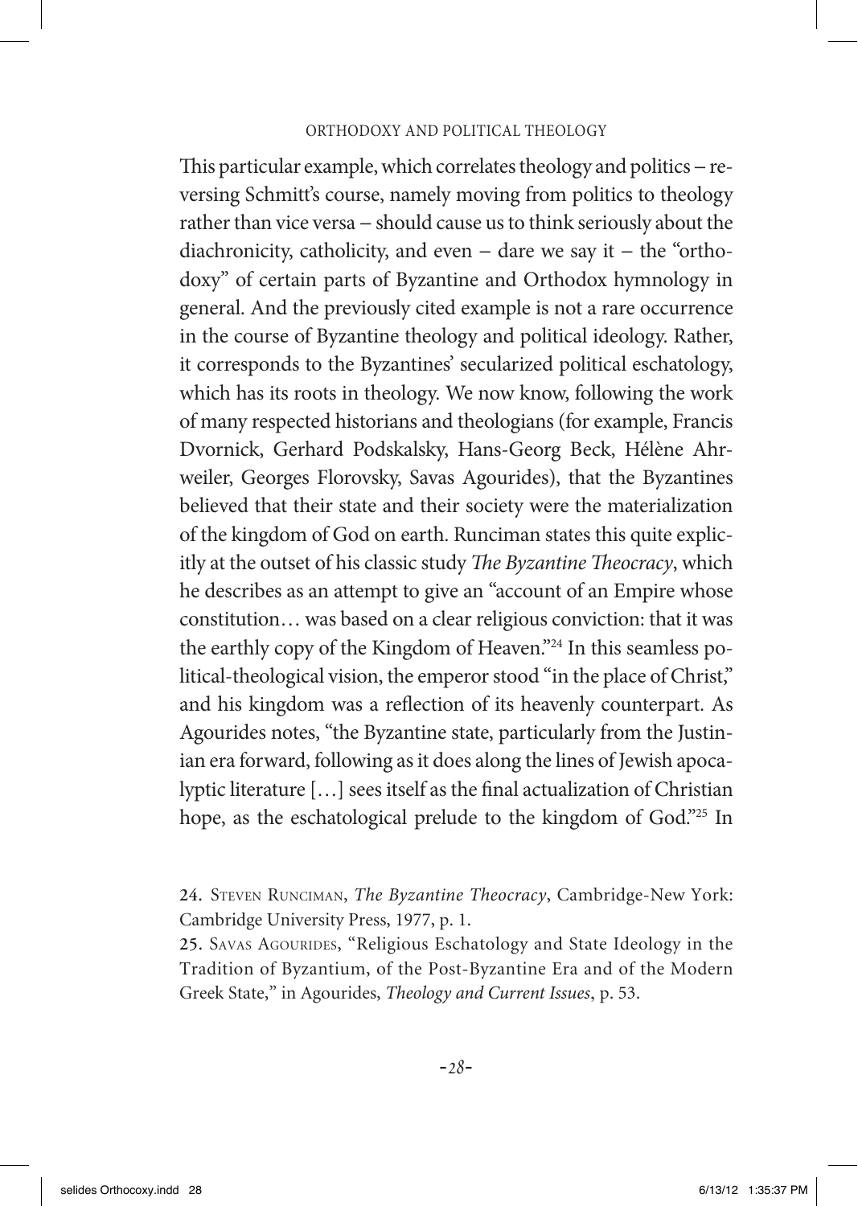This particular example, which correlates theology and politics – reversing Schmitt's course, namely moving from politics to theology rather than vice versa – should cause us to think seriously about the diachronicity, catholicity, and even – dare we say it – the "orthodoxy" of certain parts of Byzantine and Orthodox hymnology in general. And the previously cited example is not a rare occurrence in the course of Byzantine theology and political ideology. Rather, it corresponds to the Byzantines' secularized political eschatology, which has its roots in theology. We now know, following the work of many respected historians and theologians (for example, Francis Dvornick, Gerhard Podskalsky, Hans-Georg Beck, Hélène Ahrweiler, Georges Florovsky, Savas Agourides), that the Byzantines believed that their state and their society were the materialization of the kingdom of God on earth. Runciman states this quite explicitly at the outset of his classic study *The Byzantine Theocracy*, which he describes as an attempt to give an "account of an Empire whose constitution… was based on a clear religious conviction: that it was the earthly copy of the Kingdom of Heaven."[24] In this seamless political-theological vision, the emperor stood "in the place of Christ," and his kingdom was a reflection of its heavenly counterpart. As Agourides notes, "the Byzantine state, particularly from the Justinian era forward, following as it does along the lines of Jewish apocalyptic literature […] sees itself as the final actualization of Christian hope, as the eschatological prelude to the kingdom of God."[25] In

24. Steven Runciman, *The Byzantine Theocracy*, Cambridge-New York: Cambridge University Press, 1977, p. 1.

25. Savas Agourides, "Religious Eschatology and State Ideology in the Tradition of Byzantium, of the Post-Byzantine Era and of the Modern Greek State," in Agourides, *Theology and Current Issues*, p. 53.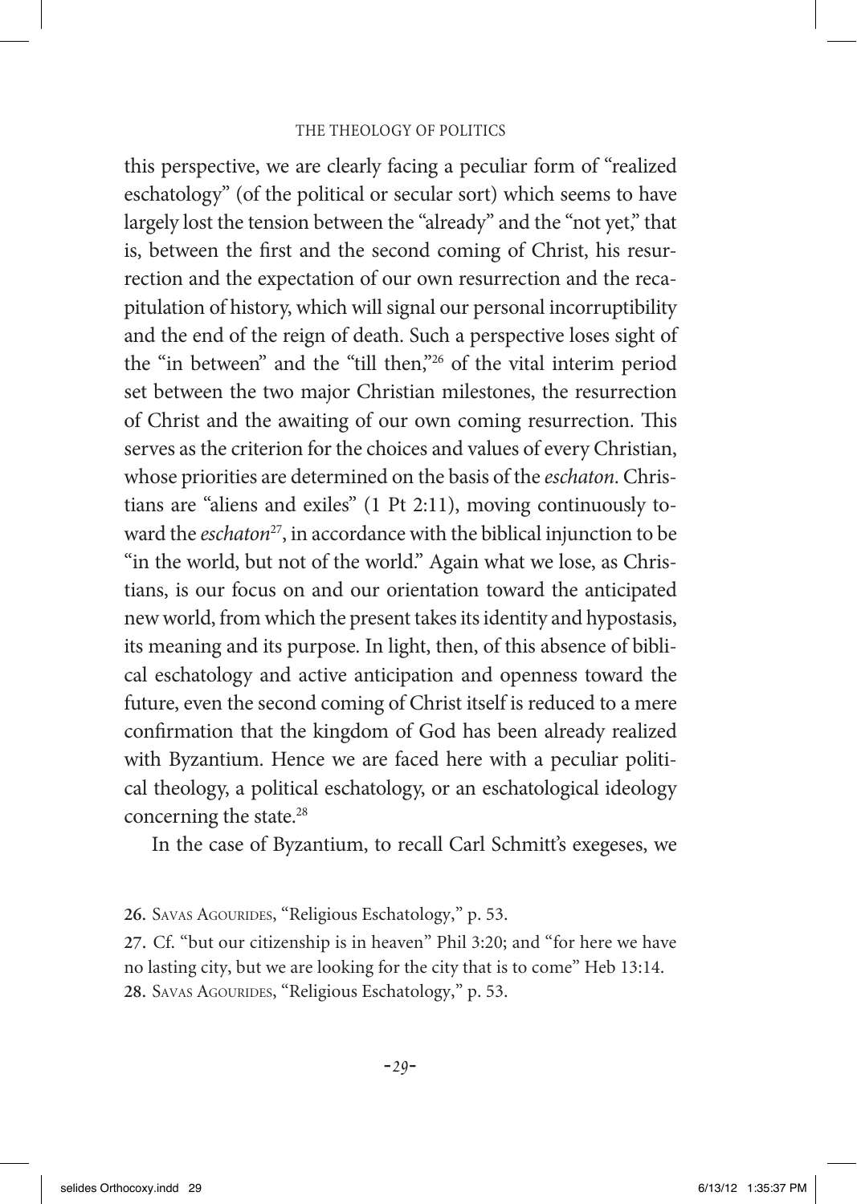this perspective, we are clearly facing a peculiar form of "realized eschatology" (of the political or secular sort) which seems to have largely lost the tension between the "already" and the "not yet," that is, between the first and the second coming of Christ, his resurrection and the expectation of our own resurrection and the recapitulation of history, which will signal our personal incorruptibility and the end of the reign of death. Such a perspective loses sight of the "in between" and the "till then,"[26] of the vital interim period set between the two major Christian milestones, the resurrection of Christ and the awaiting of our own coming resurrection. This serves as the criterion for the choices and values of every Christian, whose priorities are determined on the basis of the *eschaton*. Christians are "aliens and exiles" (1 Pt 2:11), moving continuously toward the *eschaton*[27], in accordance with the biblical injunction to be "in the world, but not of the world." Again what we lose, as Christians, is our focus on and our orientation toward the anticipated new world, from which the present takes its identity and hypostasis, its meaning and its purpose. In light, then, of this absence of biblical eschatology and active anticipation and openness toward the future, even the second coming of Christ itself is reduced to a mere confirmation that the kingdom of God has been already realized with Byzantium. Hence we are faced here with a peculiar political theology, a political eschatology, or an eschatological ideology concerning the state.[28]

In the case of Byzantium, to recall Carl Schmitt's exegeses, we

---

26. Savas Agourides, "Religious Eschatology," p. 53.

27. Cf. "but our citizenship is in heaven" Phil 3:20; and "for here we have no lasting city, but we are looking for the city that is to come" Heb 13:14.

28. Savas Agourides, "Religious Eschatology," p. 53.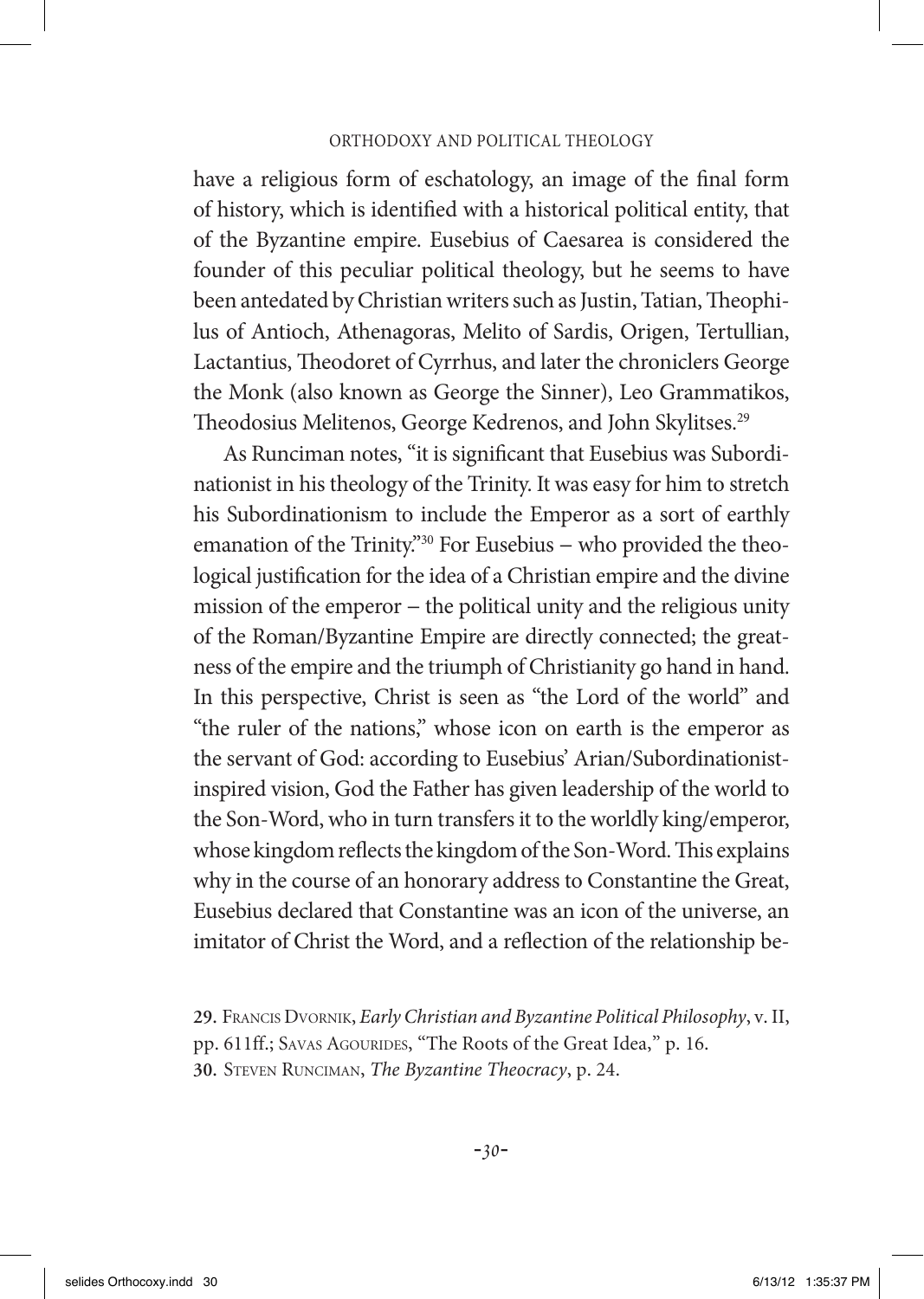have a religious form of eschatology, an image of the final form of history, which is identified with a historical political entity, that of the Byzantine empire. Eusebius of Caesarea is considered the founder of this peculiar political theology, but he seems to have been antedated by Christian writers such as Justin, Tatian, Theophilus of Antioch, Athenagoras, Melito of Sardis, Origen, Tertullian, Lactantius, Theodoret of Cyrrhus, and later the chroniclers George the Monk (also known as George the Sinner), Leo Grammatikos, Theodosius Melitenos, George Kedrenos, and John Skylitses.[29]

As Runciman notes, "it is significant that Eusebius was Subordinationist in his theology of the Trinity. It was easy for him to stretch his Subordinationism to include the Emperor as a sort of earthly emanation of the Trinity."[30] For Eusebius – who provided the theological justification for the idea of a Christian empire and the divine mission of the emperor – the political unity and the religious unity of the Roman/Byzantine Empire are directly connected; the greatness of the empire and the triumph of Christianity go hand in hand. In this perspective, Christ is seen as "the Lord of the world" and "the ruler of the nations," whose icon on earth is the emperor as the servant of God: according to Eusebius' Arian/Subordinationist-inspired vision, God the Father has given leadership of the world to the Son-Word, who in turn transfers it to the worldly king/emperor, whose kingdom reflects the kingdom of the Son-Word. This explains why in the course of an honorary address to Constantine the Great, Eusebius declared that Constantine was an icon of the universe, an imitator of Christ the Word, and a reflection of the relationship be-

29. Francis Dvornik, *Early Christian and Byzantine Political Philosophy*, v. II, pp. 611ff.; Savas Agourides, "The Roots of the Great Idea," p. 16.
30. Steven Runciman, *The Byzantine Theocracy*, p. 24.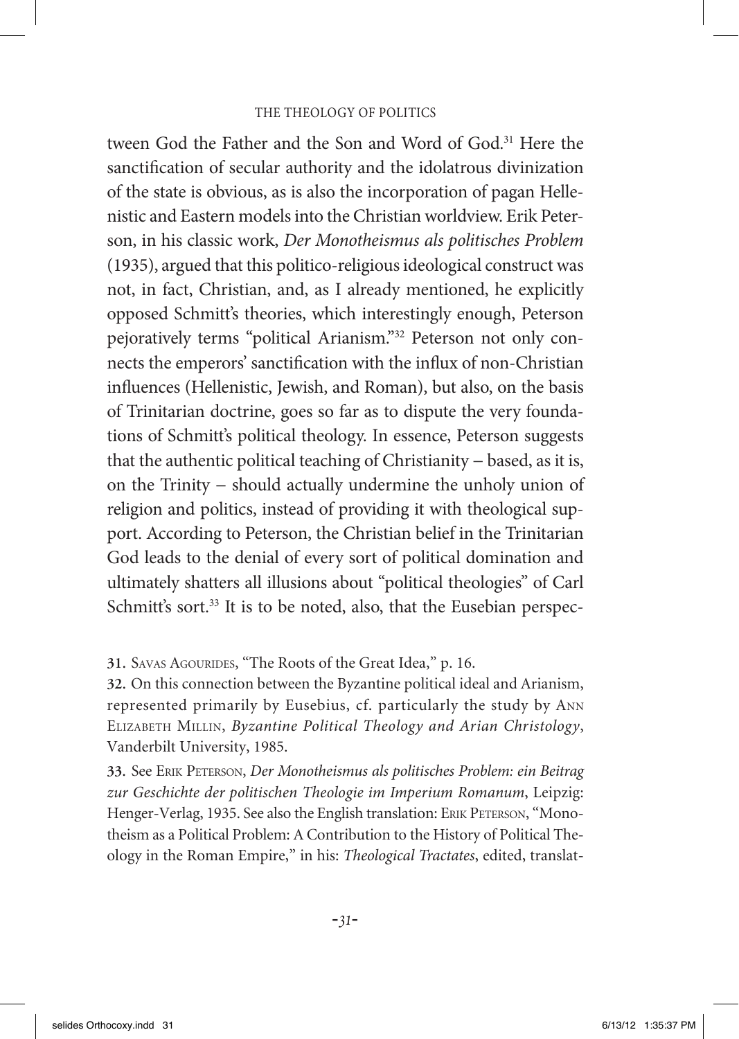tween God the Father and the Son and Word of God.[31] Here the sanctification of secular authority and the idolatrous divinization of the state is obvious, as is also the incorporation of pagan Hellenistic and Eastern models into the Christian worldview. Erik Peterson, in his classic work, *Der Monotheismus als politisches Problem* (1935), argued that this politico-religious ideological construct was not, in fact, Christian, and, as I already mentioned, he explicitly opposed Schmitt's theories, which interestingly enough, Peterson pejoratively terms "political Arianism."[32] Peterson not only connects the emperors' sanctification with the influx of non-Christian influences (Hellenistic, Jewish, and Roman), but also, on the basis of Trinitarian doctrine, goes so far as to dispute the very foundations of Schmitt's political theology. In essence, Peterson suggests that the authentic political teaching of Christianity – based, as it is, on the Trinity – should actually undermine the unholy union of religion and politics, instead of providing it with theological support. According to Peterson, the Christian belief in the Trinitarian God leads to the denial of every sort of political domination and ultimately shatters all illusions about "political theologies" of Carl Schmitt's sort.[33] It is to be noted, also, that the Eusebian perspec-

31. Savas Agourides, "The Roots of the Great Idea," p. 16.

32. On this connection between the Byzantine political ideal and Arianism, represented primarily by Eusebius, cf. particularly the study by Ann Elizabeth Millin, *Byzantine Political Theology and Arian Christology*, Vanderbilt University, 1985.

33. See Erik Peterson, *Der Monotheismus als politisches Problem: ein Beitrag zur Geschichte der politischen Theologie im Imperium Romanum*, Leipzig: Henger-Verlag, 1935. See also the English translation: Erik Peterson, "Monotheism as a Political Problem: A Contribution to the History of Political Theology in the Roman Empire," in his: *Theological Tractates*, edited, translat-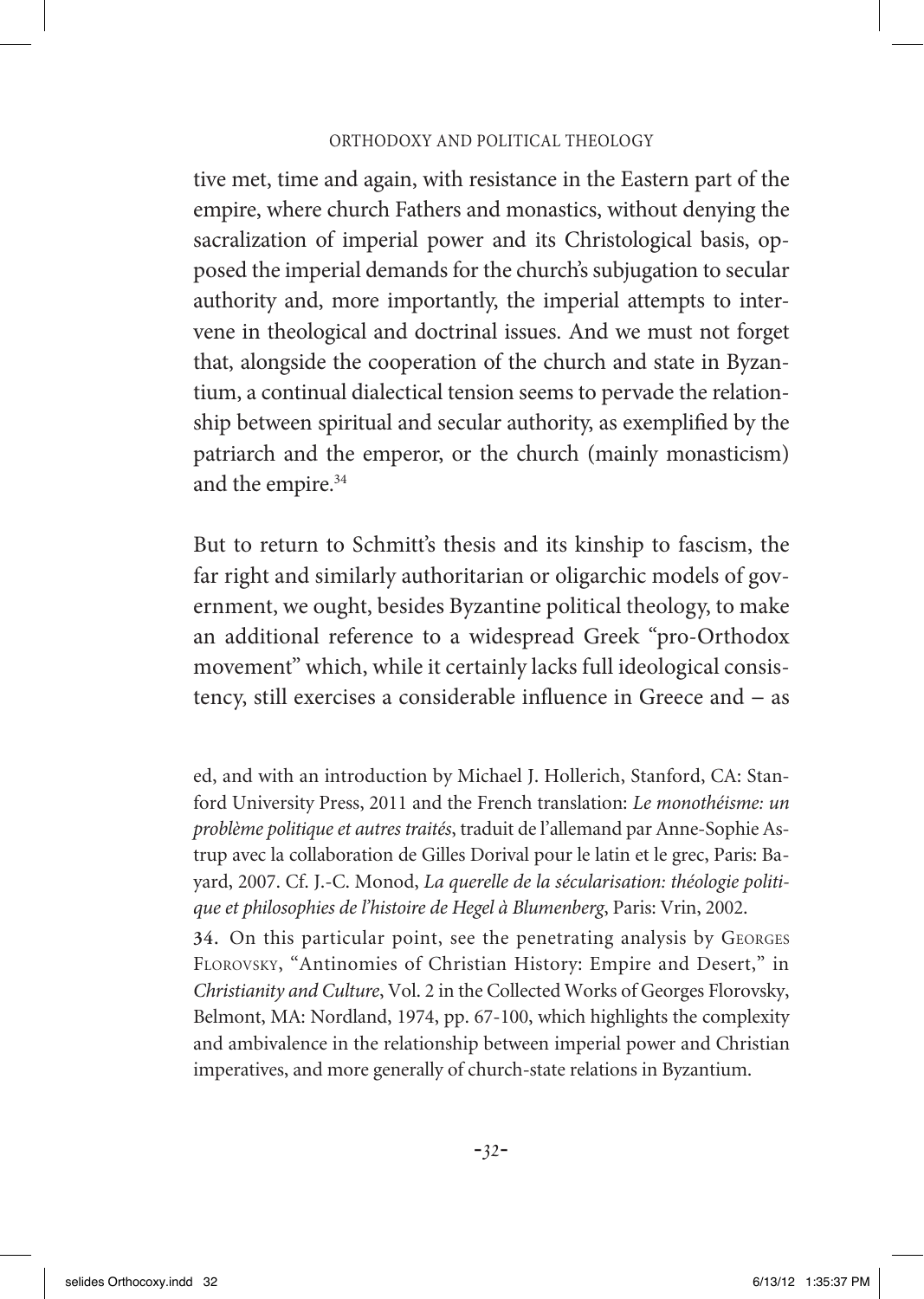tive met, time and again, with resistance in the Eastern part of the empire, where church Fathers and monastics, without denying the sacralization of imperial power and its Christological basis, opposed the imperial demands for the church's subjugation to secular authority and, more importantly, the imperial attempts to intervene in theological and doctrinal issues. And we must not forget that, alongside the cooperation of the church and state in Byzantium, a continual dialectical tension seems to pervade the relationship between spiritual and secular authority, as exemplified by the patriarch and the emperor, or the church (mainly monasticism) and the empire.[34]

But to return to Schmitt's thesis and its kinship to fascism, the far right and similarly authoritarian or oligarchic models of government, we ought, besides Byzantine political theology, to make an additional reference to a widespread Greek "pro-Orthodox movement" which, while it certainly lacks full ideological consistency, still exercises a considerable influence in Greece and – as

ed, and with an introduction by Michael J. Hollerich, Stanford, CA: Stanford University Press, 2011 and the French translation: *Le monothéisme: un problème politique et autres traités*, traduit de l'allemand par Anne-Sophie Astrup avec la collaboration de Gilles Dorival pour le latin et le grec, Paris: Bayard, 2007. Cf. J.-C. Monod, *La querelle de la sécularisation: théologie politique et philosophies de l'histoire de Hegel à Blumenberg*, Paris: Vrin, 2002.

34. On this particular point, see the penetrating analysis by Georges Florovsky, "Antinomies of Christian History: Empire and Desert," in *Christianity and Culture*, Vol. 2 in the Collected Works of Georges Florovsky, Belmont, MA: Nordland, 1974, pp. 67-100, which highlights the complexity and ambivalence in the relationship between imperial power and Christian imperatives, and more generally of church-state relations in Byzantium.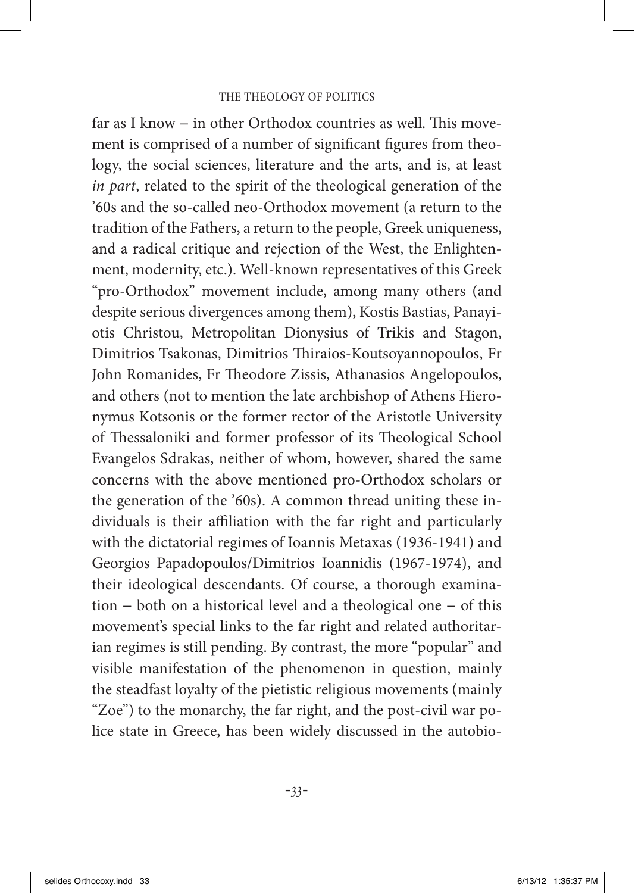far as I know – in other Orthodox countries as well. This movement is comprised of a number of significant figures from theology, the social sciences, literature and the arts, and is, at least *in part*, related to the spirit of the theological generation of the '60s and the so-called neo-Orthodox movement (a return to the tradition of the Fathers, a return to the people, Greek uniqueness, and a radical critique and rejection of the West, the Enlightenment, modernity, etc.). Well-known representatives of this Greek "pro-Orthodox" movement include, among many others (and despite serious divergences among them), Kostis Bastias, Panayiotis Christou, Metropolitan Dionysius of Trikis and Stagon, Dimitrios Tsakonas, Dimitrios Thiraios-Koutsoyannopoulos, Fr John Romanides, Fr Theodore Zissis, Athanasios Angelopoulos, and others (not to mention the late archbishop of Athens Hieronymus Kotsonis or the former rector of the Aristotle University of Thessaloniki and former professor of its Theological School Evangelos Sdrakas, neither of whom, however, shared the same concerns with the above mentioned pro-Orthodox scholars or the generation of the '60s). A common thread uniting these individuals is their affiliation with the far right and particularly with the dictatorial regimes of Ioannis Metaxas (1936-1941) and Georgios Papadopoulos/Dimitrios Ioannidis (1967-1974), and their ideological descendants. Of course, a thorough examination – both on a historical level and a theological one – of this movement's special links to the far right and related authoritarian regimes is still pending. By contrast, the more "popular" and visible manifestation of the phenomenon in question, mainly the steadfast loyalty of the pietistic religious movements (mainly "Zoe") to the monarchy, the far right, and the post-civil war police state in Greece, has been widely discussed in the autobio-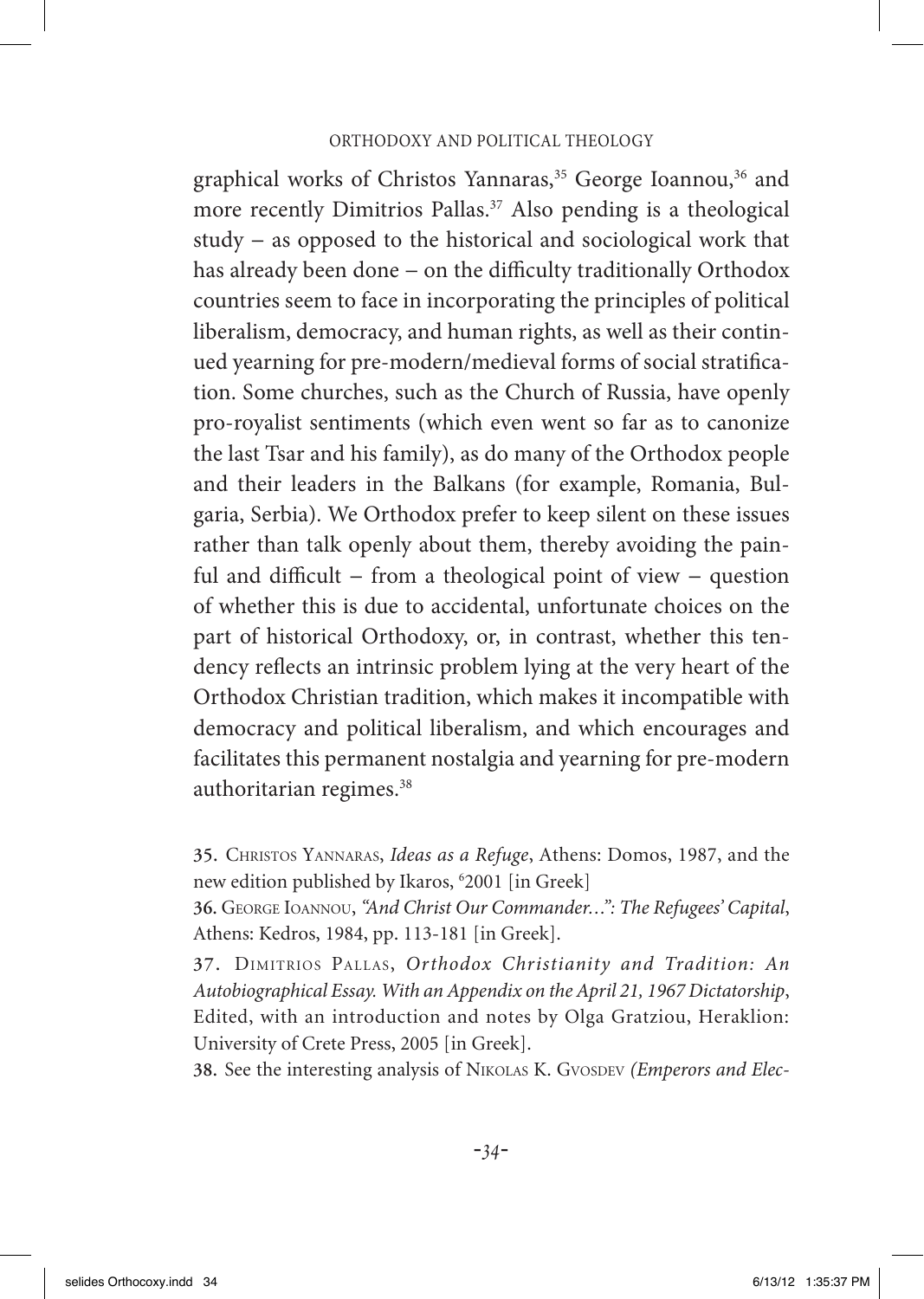graphical works of Christos Yannaras,[35] George Ioannou,[36] and more recently Dimitrios Pallas.[37] Also pending is a theological study – as opposed to the historical and sociological work that has already been done – on the difficulty traditionally Orthodox countries seem to face in incorporating the principles of political liberalism, democracy, and human rights, as well as their continued yearning for pre-modern/medieval forms of social stratification. Some churches, such as the Church of Russia, have openly pro-royalist sentiments (which even went so far as to canonize the last Tsar and his family), as do many of the Orthodox people and their leaders in the Balkans (for example, Romania, Bulgaria, Serbia). We Orthodox prefer to keep silent on these issues rather than talk openly about them, thereby avoiding the painful and difficult – from a theological point of view – question of whether this is due to accidental, unfortunate choices on the part of historical Orthodoxy, or, in contrast, whether this tendency reflects an intrinsic problem lying at the very heart of the Orthodox Christian tradition, which makes it incompatible with democracy and political liberalism, and which encourages and facilitates this permanent nostalgia and yearning for pre-modern authoritarian regimes.[38]

35. Christos Yannaras, *Ideas as a Refuge*, Athens: Domos, 1987, and the new edition published by Ikaros, [6]2001 [in Greek]

36. George Ioannou, *"And Christ Our Commander…": The Refugees' Capital*, Athens: Kedros, 1984, pp. 113-181 [in Greek].

37. Dimitrios Pallas, *Orthodox Christianity and Tradition: An Autobiographical Essay. With an Appendix on the April 21, 1967 Dictatorship*, Edited, with an introduction and notes by Olga Gratziou, Heraklion: University of Crete Press, 2005 [in Greek].

38. See the interesting analysis of Nikolas K. Gvosdev *(Emperors and Elec-*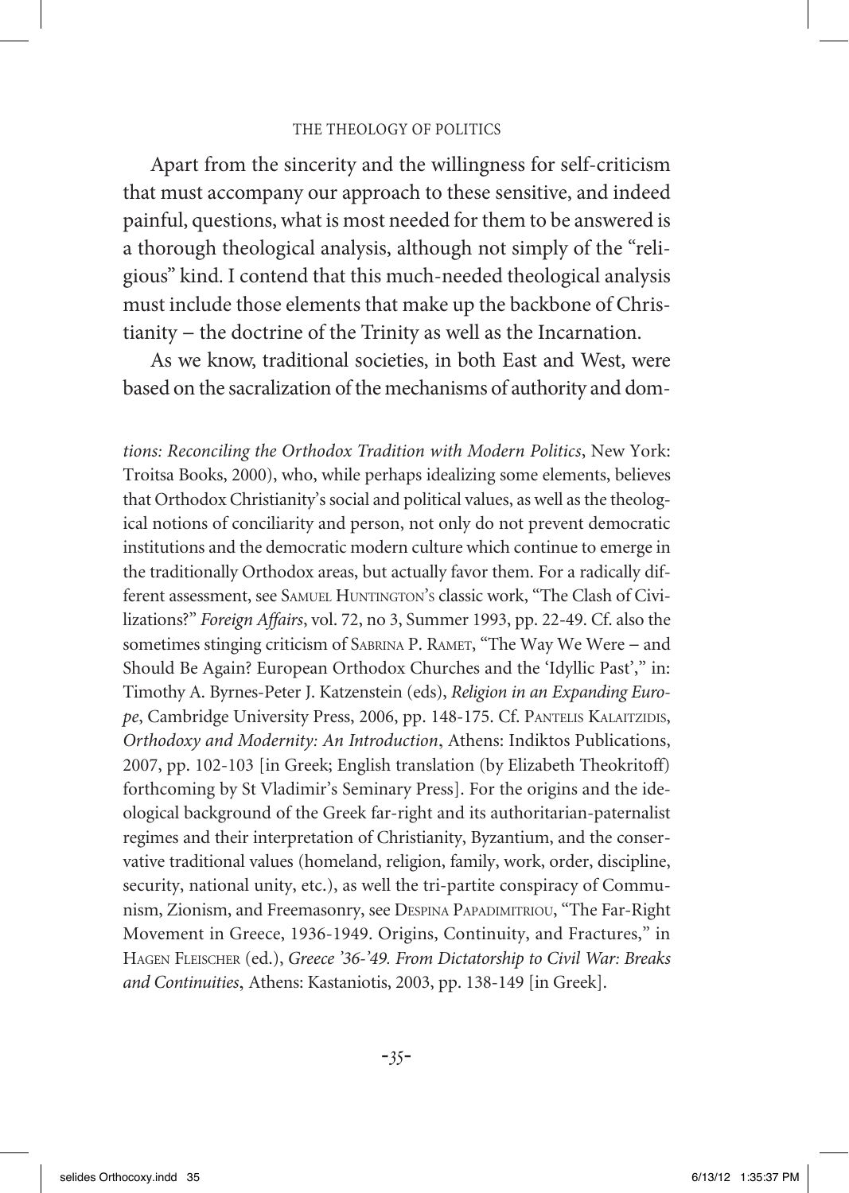Apart from the sincerity and the willingness for self-criticism that must accompany our approach to these sensitive, and indeed painful, questions, what is most needed for them to be answered is a thorough theological analysis, although not simply of the "religious" kind. I contend that this much-needed theological analysis must include those elements that make up the backbone of Christianity – the doctrine of the Trinity as well as the Incarnation.

As we know, traditional societies, in both East and West, were based on the sacralization of the mechanisms of authority and dom-

*tions: Reconciling the Orthodox Tradition with Modern Politics*, New York: Troitsa Books, 2000), who, while perhaps idealizing some elements, believes that Orthodox Christianity's social and political values, as well as the theological notions of conciliarity and person, not only do not prevent democratic institutions and the democratic modern culture which continue to emerge in the traditionally Orthodox areas, but actually favor them. For a radically different assessment, see SAMUEL HUNTINGTON's classic work, "The Clash of Civilizations?" *Foreign Affairs*, vol. 72, no 3, Summer 1993, pp. 22-49. Cf. also the sometimes stinging criticism of SABRINA P. RAMET, "The Way We Were – and Should Be Again? European Orthodox Churches and the 'Idyllic Past'," in: Timothy A. Byrnes-Peter J. Katzenstein (eds), *Religion in an Expanding Europe*, Cambridge University Press, 2006, pp. 148-175. Cf. PANTELIS KALAITZIDIS, *Orthodoxy and Modernity: An Introduction*, Athens: Indiktos Publications, 2007, pp. 102-103 [in Greek; English translation (by Elizabeth Theokritoff) forthcoming by St Vladimir's Seminary Press]. For the origins and the ideological background of the Greek far-right and its authoritarian-paternalist regimes and their interpretation of Christianity, Byzantium, and the conservative traditional values (homeland, religion, family, work, order, discipline, security, national unity, etc.), as well the tri-partite conspiracy of Communism, Zionism, and Freemasonry, see DESPINA PAPADIMITRIOU, "The Far-Right Movement in Greece, 1936-1949. Origins, Continuity, and Fractures," in HAGEN FLEISCHER (ed.), *Greece '36-'49. From Dictatorship to Civil War: Breaks and Continuities*, Athens: Kastaniotis, 2003, pp. 138-149 [in Greek].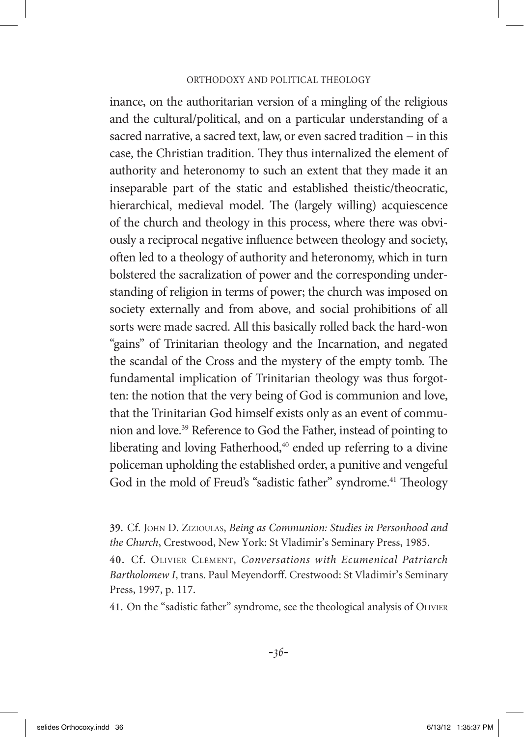inance, on the authoritarian version of a mingling of the religious and the cultural/political, and on a particular understanding of a sacred narrative, a sacred text, law, or even sacred tradition – in this case, the Christian tradition. They thus internalized the element of authority and heteronomy to such an extent that they made it an inseparable part of the static and established theistic/theocratic, hierarchical, medieval model. The (largely willing) acquiescence of the church and theology in this process, where there was obviously a reciprocal negative influence between theology and society, often led to a theology of authority and heteronomy, which in turn bolstered the sacralization of power and the corresponding understanding of religion in terms of power; the church was imposed on society externally and from above, and social prohibitions of all sorts were made sacred. All this basically rolled back the hard-won "gains" of Trinitarian theology and the Incarnation, and negated the scandal of the Cross and the mystery of the empty tomb. The fundamental implication of Trinitarian theology was thus forgotten: the notion that the very being of God is communion and love, that the Trinitarian God himself exists only as an event of communion and love.[39] Reference to God the Father, instead of pointing to liberating and loving Fatherhood,[40] ended up referring to a divine policeman upholding the established order, a punitive and vengeful God in the mold of Freud's "sadistic father" syndrome.[41] Theology

39. Cf. John D. Zizioulas, *Being as Communion: Studies in Personhood and the Church*, Crestwood, New York: St Vladimir's Seminary Press, 1985.

40. Cf. Olivier Clément, *Conversations with Ecumenical Patriarch Bartholomew I*, trans. Paul Meyendorff. Crestwood: St Vladimir's Seminary Press, 1997, p. 117.

41. On the "sadistic father" syndrome, see the theological analysis of Olivier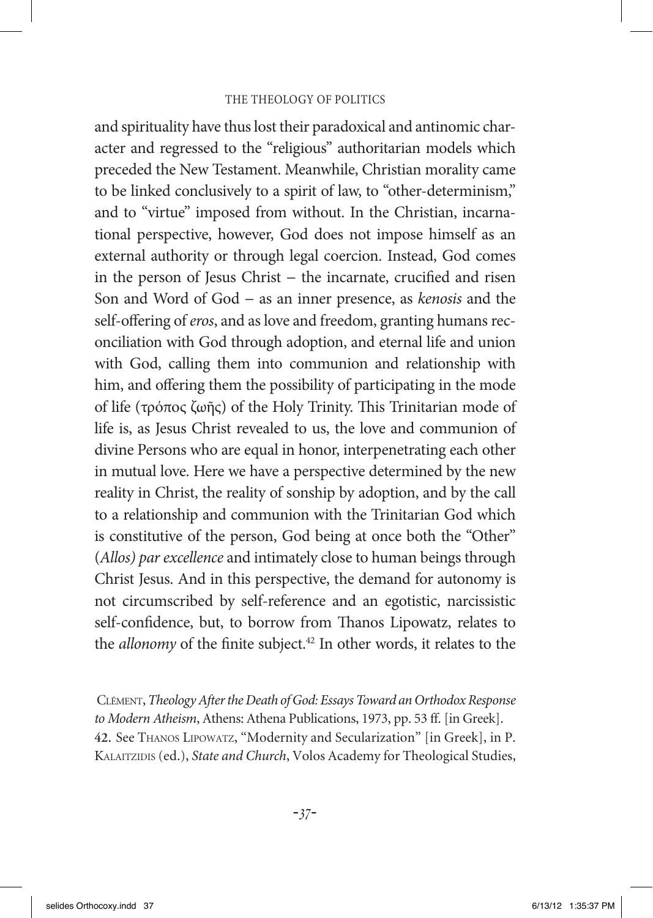and spirituality have thus lost their paradoxical and antinomic character and regressed to the "religious" authoritarian models which preceded the New Testament. Meanwhile, Christian morality came to be linked conclusively to a spirit of law, to "other-determinism," and to "virtue" imposed from without. In the Christian, incarnational perspective, however, God does not impose himself as an external authority or through legal coercion. Instead, God comes in the person of Jesus Christ – the incarnate, crucified and risen Son and Word of God – as an inner presence, as *kenosis* and the self-offering of *eros*, and as love and freedom, granting humans reconciliation with God through adoption, and eternal life and union with God, calling them into communion and relationship with him, and offering them the possibility of participating in the mode of life (τρόπος ζωῆς) of the Holy Trinity. This Trinitarian mode of life is, as Jesus Christ revealed to us, the love and communion of divine Persons who are equal in honor, interpenetrating each other in mutual love. Here we have a perspective determined by the new reality in Christ, the reality of sonship by adoption, and by the call to a relationship and communion with the Trinitarian God which is constitutive of the person, God being at once both the "Other" (*Allos) par excellence* and intimately close to human beings through Christ Jesus. And in this perspective, the demand for autonomy is not circumscribed by self-reference and an egotistic, narcissistic self-confidence, but, to borrow from Thanos Lipowatz, relates to the *allonomy* of the finite subject.[42] In other words, it relates to the

Clément, *Theology After the Death of God: Essays Toward an Orthodox Response to Modern Atheism*, Athens: Athena Publications, 1973, pp. 53 ff. [in Greek].

42. See Thanos Lipowatz, "Modernity and Secularization" [in Greek], in P. Kalaitzidis (ed.), *State and Church*, Volos Academy for Theological Studies,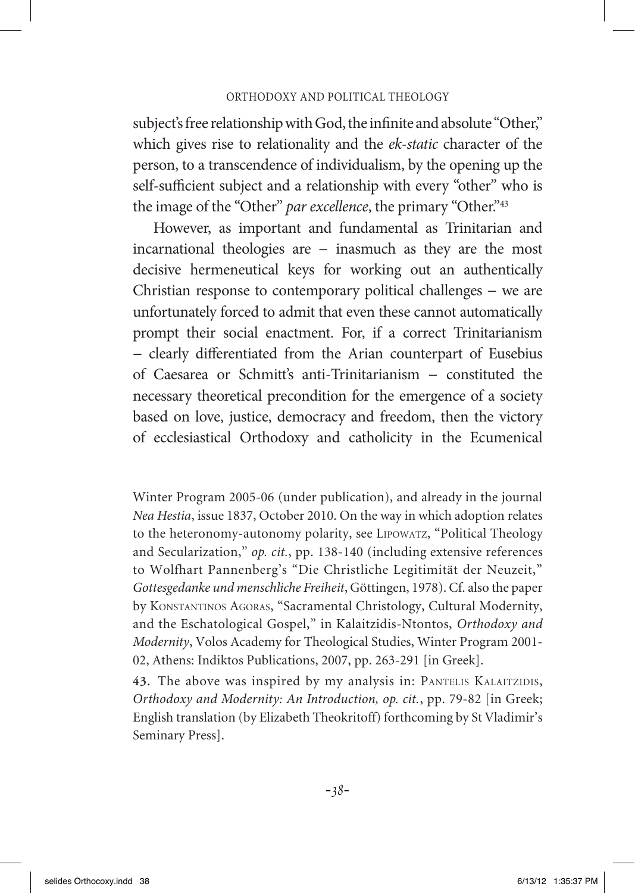subject's free relationship with God, the infinite and absolute "Other," which gives rise to relationality and the *ek-static* character of the person, to a transcendence of individualism, by the opening up the self-sufficient subject and a relationship with every "other" who is the image of the "Other" *par excellence*, the primary "Other."[43]

However, as important and fundamental as Trinitarian and incarnational theologies are – inasmuch as they are the most decisive hermeneutical keys for working out an authentically Christian response to contemporary political challenges – we are unfortunately forced to admit that even these cannot automatically prompt their social enactment. For, if a correct Trinitarianism – clearly differentiated from the Arian counterpart of Eusebius of Caesarea or Schmitt's anti-Trinitarianism – constituted the necessary theoretical precondition for the emergence of a society based on love, justice, democracy and freedom, then the victory of ecclesiastical Orthodoxy and catholicity in the Ecumenical

Winter Program 2005-06 (under publication), and already in the journal *Nea Hestia*, issue 1837, October 2010. On the way in which adoption relates to the heteronomy-autonomy polarity, see LIPOWATZ, "Political Theology and Secularization," *op. cit.*, pp. 138-140 (including extensive references to Wolfhart Pannenberg's "Die Christliche Legitimität der Neuzeit," *Gottesgedanke und menschliche Freiheit*, Göttingen, 1978). Cf. also the paper by KONSTANTINOS AGORAS, "Sacramental Christology, Cultural Modernity, and the Eschatological Gospel," in Kalaitzidis-Ntontos, *Orthodoxy and Modernity*, Volos Academy for Theological Studies, Winter Program 2001-02, Athens: Indiktos Publications, 2007, pp. 263-291 [in Greek].

43. The above was inspired by my analysis in: PANTELIS KALAITZIDIS, *Orthodoxy and Modernity: An Introduction, op. cit.*, pp. 79-82 [in Greek; English translation (by Elizabeth Theokritoff) forthcoming by St Vladimir's Seminary Press].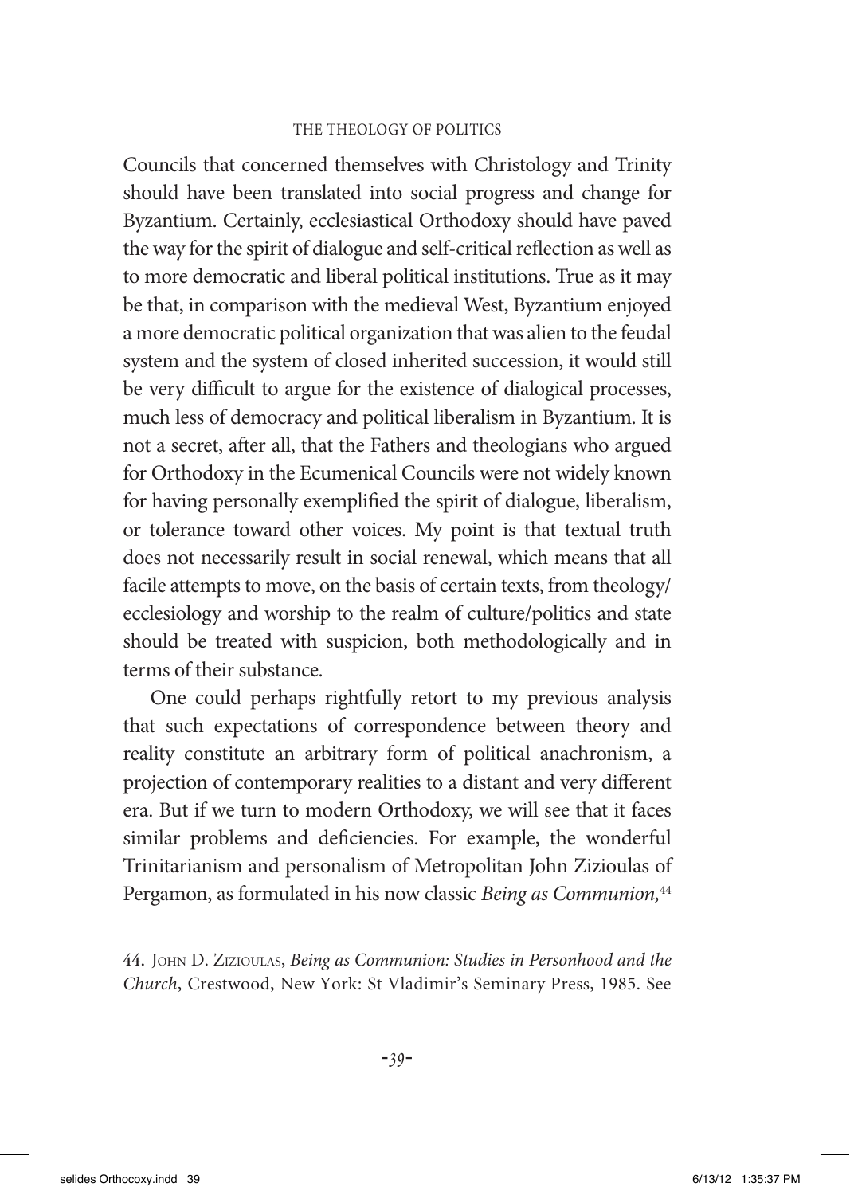Councils that concerned themselves with Christology and Trinity should have been translated into social progress and change for Byzantium. Certainly, ecclesiastical Orthodoxy should have paved the way for the spirit of dialogue and self-critical reflection as well as to more democratic and liberal political institutions. True as it may be that, in comparison with the medieval West, Byzantium enjoyed a more democratic political organization that was alien to the feudal system and the system of closed inherited succession, it would still be very difficult to argue for the existence of dialogical processes, much less of democracy and political liberalism in Byzantium. It is not a secret, after all, that the Fathers and theologians who argued for Orthodoxy in the Ecumenical Councils were not widely known for having personally exemplified the spirit of dialogue, liberalism, or tolerance toward other voices. My point is that textual truth does not necessarily result in social renewal, which means that all facile attempts to move, on the basis of certain texts, from theology/ecclesiology and worship to the realm of culture/politics and state should be treated with suspicion, both methodologically and in terms of their substance.

One could perhaps rightfully retort to my previous analysis that such expectations of correspondence between theory and reality constitute an arbitrary form of political anachronism, a projection of contemporary realities to a distant and very different era. But if we turn to modern Orthodoxy, we will see that it faces similar problems and deficiencies. For example, the wonderful Trinitarianism and personalism of Metropolitan John Zizioulas of Pergamon, as formulated in his now classic *Being as Communion,*[44]

44. John D. Zizioulas, *Being as Communion: Studies in Personhood and the Church*, Crestwood, New York: St Vladimir's Seminary Press, 1985. See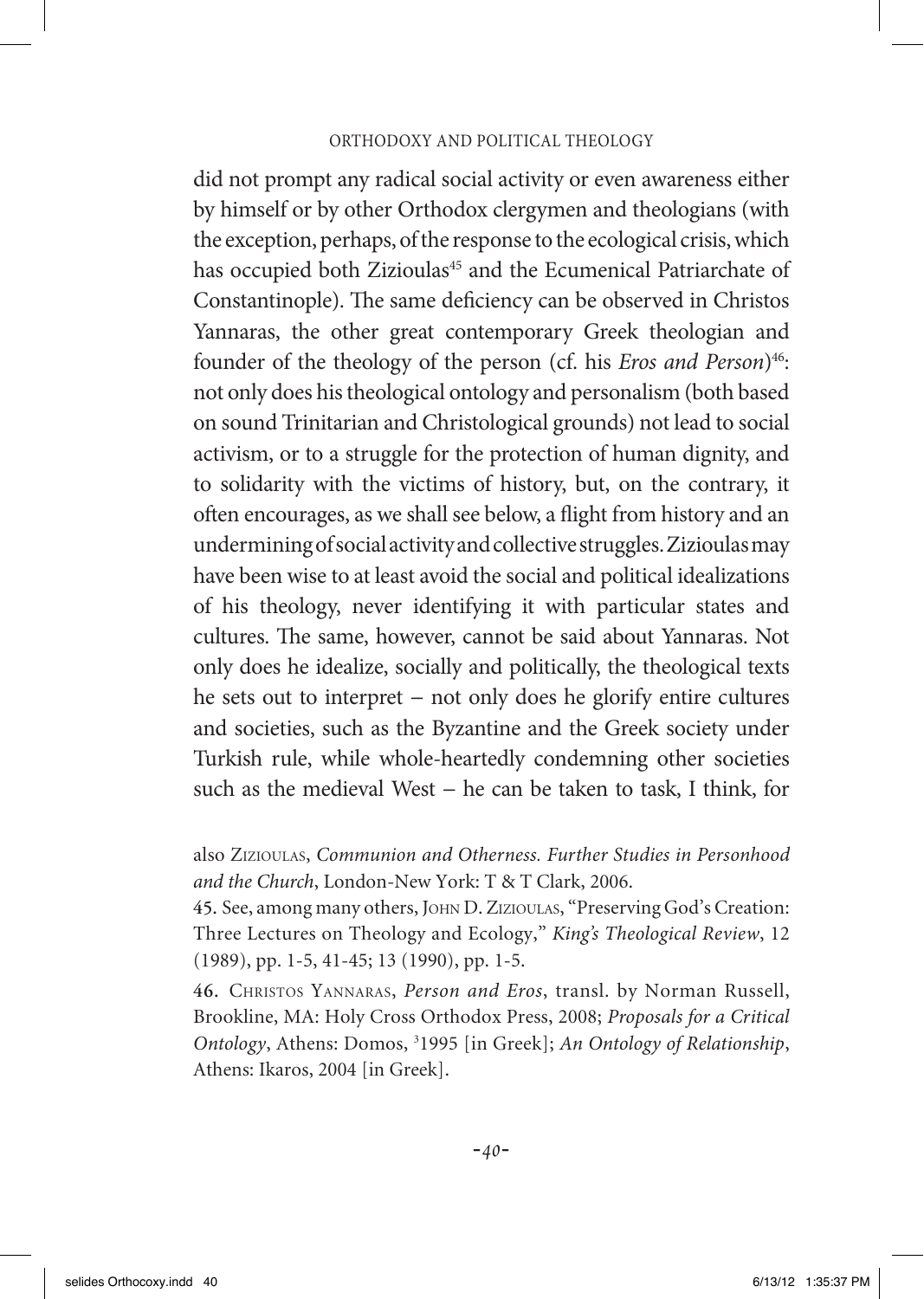did not prompt any radical social activity or even awareness either by himself or by other Orthodox clergymen and theologians (with the exception, perhaps, of the response to the ecological crisis, which has occupied both Zizioulas[45] and the Ecumenical Patriarchate of Constantinople). The same deficiency can be observed in Christos Yannaras, the other great contemporary Greek theologian and founder of the theology of the person (cf. his *Eros and Person*)[46]: not only does his theological ontology and personalism (both based on sound Trinitarian and Christological grounds) not lead to social activism, or to a struggle for the protection of human dignity, and to solidarity with the victims of history, but, on the contrary, it often encourages, as we shall see below, a flight from history and an undermining of social activity and collective struggles. Zizioulas may have been wise to at least avoid the social and political idealizations of his theology, never identifying it with particular states and cultures. The same, however, cannot be said about Yannaras. Not only does he idealize, socially and politically, the theological texts he sets out to interpret – not only does he glorify entire cultures and societies, such as the Byzantine and the Greek society under Turkish rule, while whole-heartedly condemning other societies such as the medieval West – he can be taken to task, I think, for

also Zizioulas, *Communion and Otherness. Further Studies in Personhood and the Church*, London-New York: T & T Clark, 2006.

45. See, among many others, John D. Zizioulas, "Preserving God's Creation: Three Lectures on Theology and Ecology," *King's Theological Review*, 12 (1989), pp. 1-5, 41-45; 13 (1990), pp. 1-5.

46. Christos Yannaras, *Person and Eros*, transl. by Norman Russell, Brookline, MA: Holy Cross Orthodox Press, 2008; *Proposals for a Critical Ontology*, Athens: Domos, [3]1995 [in Greek]; *An Ontology of Relationship*, Athens: Ikaros, 2004 [in Greek].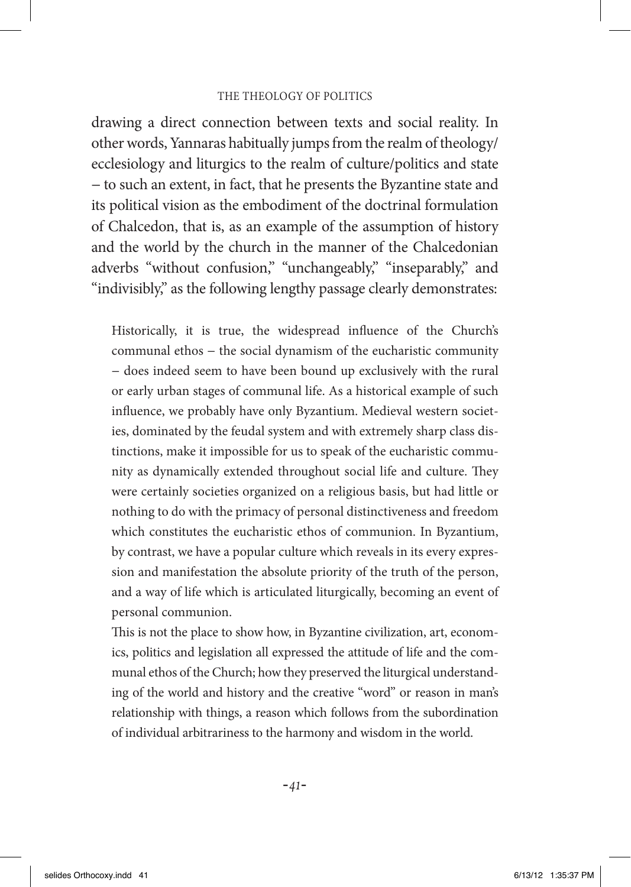drawing a direct connection between texts and social reality. In other words, Yannaras habitually jumps from the realm of theology/ecclesiology and liturgics to the realm of culture/politics and state – to such an extent, in fact, that he presents the Byzantine state and its political vision as the embodiment of the doctrinal formulation of Chalcedon, that is, as an example of the assumption of history and the world by the church in the manner of the Chalcedonian adverbs "without confusion," "unchangeably," "inseparably," and "indivisibly," as the following lengthy passage clearly demonstrates:

> Historically, it is true, the widespread influence of the Church's communal ethos – the social dynamism of the eucharistic community – does indeed seem to have been bound up exclusively with the rural or early urban stages of communal life. As a historical example of such influence, we probably have only Byzantium. Medieval western societies, dominated by the feudal system and with extremely sharp class distinctions, make it impossible for us to speak of the eucharistic community as dynamically extended throughout social life and culture. They were certainly societies organized on a religious basis, but had little or nothing to do with the primacy of personal distinctiveness and freedom which constitutes the eucharistic ethos of communion. In Byzantium, by contrast, we have a popular culture which reveals in its every expression and manifestation the absolute priority of the truth of the person, and a way of life which is articulated liturgically, becoming an event of personal communion.
>
> This is not the place to show how, in Byzantine civilization, art, economics, politics and legislation all expressed the attitude of life and the communal ethos of the Church; how they preserved the liturgical understanding of the world and history and the creative "word" or reason in man's relationship with things, a reason which follows from the subordination of individual arbitrariness to the harmony and wisdom in the world.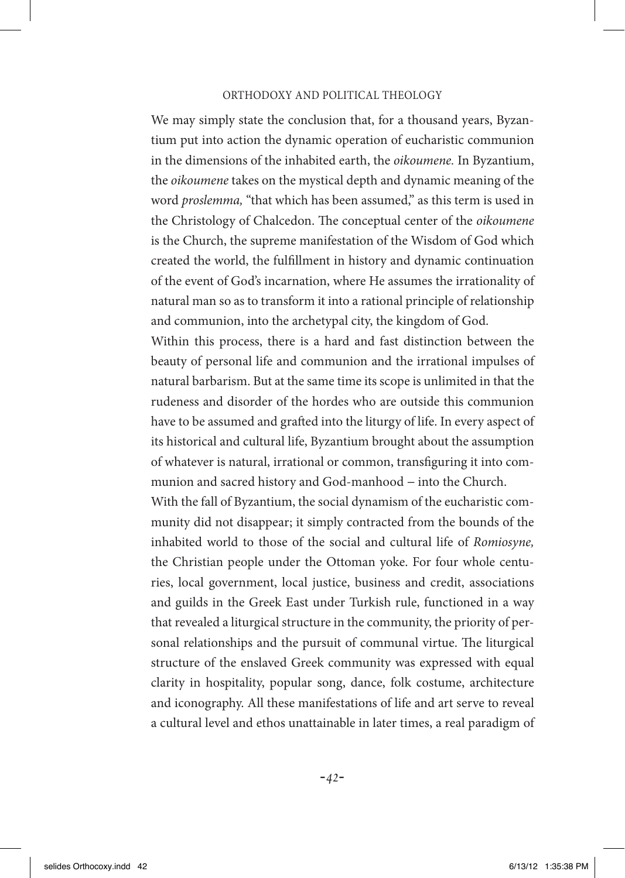We may simply state the conclusion that, for a thousand years, Byzantium put into action the dynamic operation of eucharistic communion in the dimensions of the inhabited earth, the *oikoumene.* In Byzantium, the *oikoumene* takes on the mystical depth and dynamic meaning of the word *proslemma,* "that which has been assumed," as this term is used in the Christology of Chalcedon. The conceptual center of the *oikoumene* is the Church, the supreme manifestation of the Wisdom of God which created the world, the fulfillment in history and dynamic continuation of the event of God's incarnation, where He assumes the irrationality of natural man so as to transform it into a rational principle of relationship and communion, into the archetypal city, the kingdom of God.

Within this process, there is a hard and fast distinction between the beauty of personal life and communion and the irrational impulses of natural barbarism. But at the same time its scope is unlimited in that the rudeness and disorder of the hordes who are outside this communion have to be assumed and grafted into the liturgy of life. In every aspect of its historical and cultural life, Byzantium brought about the assumption of whatever is natural, irrational or common, transfiguring it into communion and sacred history and God-manhood – into the Church.

With the fall of Byzantium, the social dynamism of the eucharistic community did not disappear; it simply contracted from the bounds of the inhabited world to those of the social and cultural life of *Romiosyne,* the Christian people under the Ottoman yoke. For four whole centuries, local government, local justice, business and credit, associations and guilds in the Greek East under Turkish rule, functioned in a way that revealed a liturgical structure in the community, the priority of personal relationships and the pursuit of communal virtue. The liturgical structure of the enslaved Greek community was expressed with equal clarity in hospitality, popular song, dance, folk costume, architecture and iconography. All these manifestations of life and art serve to reveal a cultural level and ethos unattainable in later times, a real paradigm of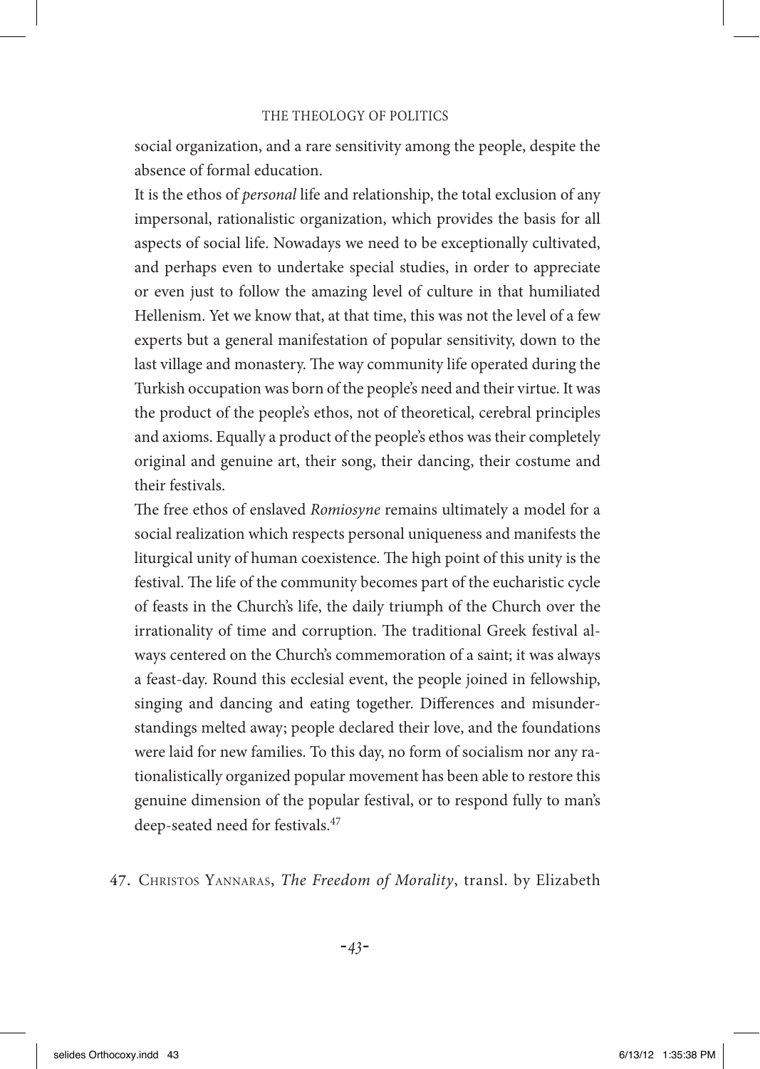social organization, and a rare sensitivity among the people, despite the absence of formal education.

It is the ethos of *personal* life and relationship, the total exclusion of any impersonal, rationalistic organization, which provides the basis for all aspects of social life. Nowadays we need to be exceptionally cultivated, and perhaps even to undertake special studies, in order to appreciate or even just to follow the amazing level of culture in that humiliated Hellenism. Yet we know that, at that time, this was not the level of a few experts but a general manifestation of popular sensitivity, down to the last village and monastery. The way community life operated during the Turkish occupation was born of the people's need and their virtue. It was the product of the people's ethos, not of theoretical, cerebral principles and axioms. Equally a product of the people's ethos was their completely original and genuine art, their song, their dancing, their costume and their festivals.

The free ethos of enslaved *Romiosyne* remains ultimately a model for a social realization which respects personal uniqueness and manifests the liturgical unity of human coexistence. The high point of this unity is the festival. The life of the community becomes part of the eucharistic cycle of feasts in the Church's life, the daily triumph of the Church over the irrationality of time and corruption. The traditional Greek festival always centered on the Church's commemoration of a saint; it was always a feast-day. Round this ecclesial event, the people joined in fellowship, singing and dancing and eating together. Differences and misunderstandings melted away; people declared their love, and the foundations were laid for new families. To this day, no form of socialism nor any rationalistically organized popular movement has been able to restore this genuine dimension of the popular festival, or to respond fully to man's deep-seated need for festivals.[47]

47. Christos Yannaras, *The Freedom of Morality*, transl. by Elizabeth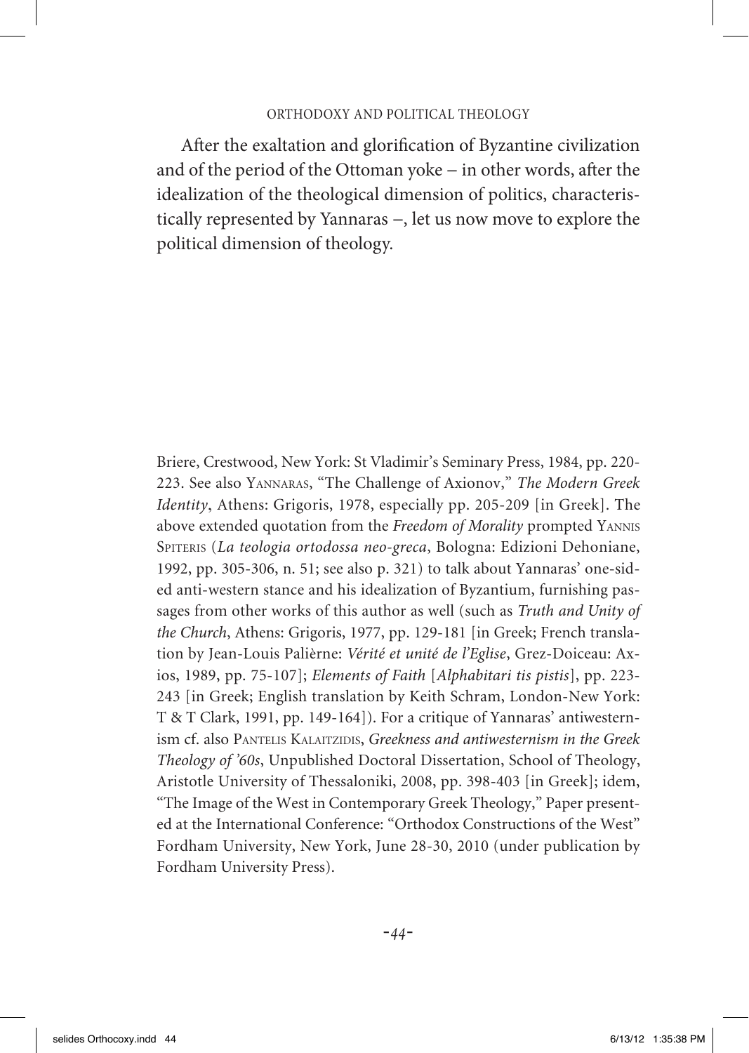After the exaltation and glorification of Byzantine civilization and of the period of the Ottoman yoke – in other words, after the idealization of the theological dimension of politics, characteristically represented by Yannaras –, let us now move to explore the political dimension of theology.

Briere, Crestwood, New York: St Vladimir's Seminary Press, 1984, pp. 220-223. See also YANNARAS, "The Challenge of Axionov," *The Modern Greek Identity*, Athens: Grigoris, 1978, especially pp. 205-209 [in Greek]. The above extended quotation from the *Freedom of Morality* prompted YANNIS SPITERIS (*La teologia ortodossa neo-greca*, Bologna: Edizioni Dehoniane, 1992, pp. 305-306, n. 51; see also p. 321) to talk about Yannaras' one-sided anti-western stance and his idealization of Byzantium, furnishing passages from other works of this author as well (such as *Truth and Unity of the Church*, Athens: Grigoris, 1977, pp. 129-181 [in Greek; French translation by Jean-Louis Palièrne: *Vérité et unité de l'Eglise*, Grez-Doiceau: Axios, 1989, pp. 75-107]; *Elements of Faith* [*Alphabitari tis pistis*], pp. 223-243 [in Greek; English translation by Keith Schram, London-New York: T & T Clark, 1991, pp. 149-164]). For a critique of Yannaras' antiwesternism cf. also PANTELIS KALAITZIDIS, *Greekness and antiwesternism in the Greek Theology of '60s*, Unpublished Doctoral Dissertation, School of Theology, Aristotle University of Thessaloniki, 2008, pp. 398-403 [in Greek]; idem, "The Image of the West in Contemporary Greek Theology," Paper presented at the International Conference: "Orthodox Constructions of the West" Fordham University, New York, June 28-30, 2010 (under publication by Fordham University Press).